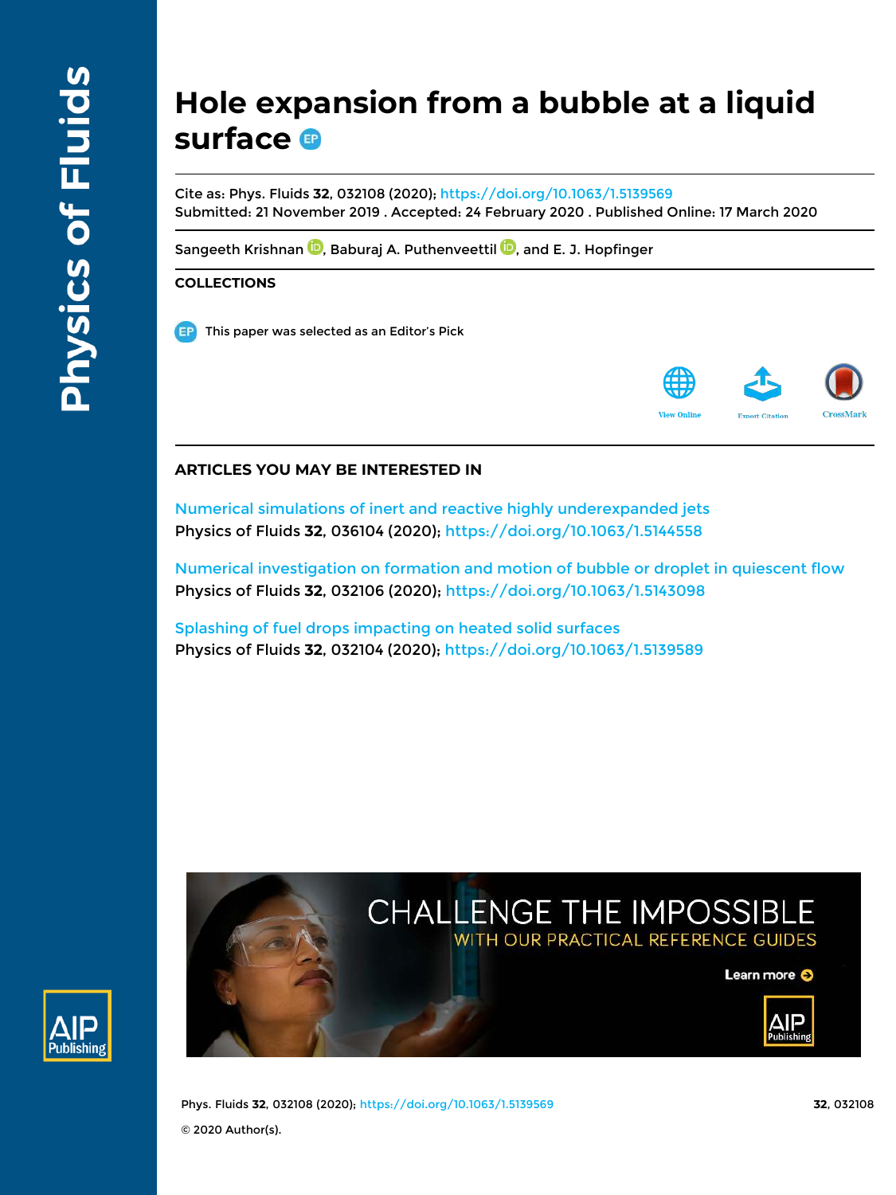# Hole expansion from a bubble at a liquid surface

Cite as: Phys. Fluids **32**, 032108 (2020); https://doi.org/10.1063/1.5139569
Submitted: 21 November 2019 . Accepted: 24 February 2020 . Published Online: 17 March 2020

Sangeeth Krishnan, Baburaj A. Puthenveettil, and E. J. Hopfinger

## COLLECTIONS

This paper was selected as an Editor's Pick

## ARTICLES YOU MAY BE INTERESTED IN

Numerical simulations of inert and reactive highly underexpanded jets
Physics of Fluids **32**, 036104 (2020); https://doi.org/10.1063/1.5144558

Numerical investigation on formation and motion of bubble or droplet in quiescent flow
Physics of Fluids **32**, 032106 (2020); https://doi.org/10.1063/1.5143098

Splashing of fuel drops impacting on heated solid surfaces
Physics of Fluids **32**, 032104 (2020); https://doi.org/10.1063/1.5139589

© 2020 Author(s).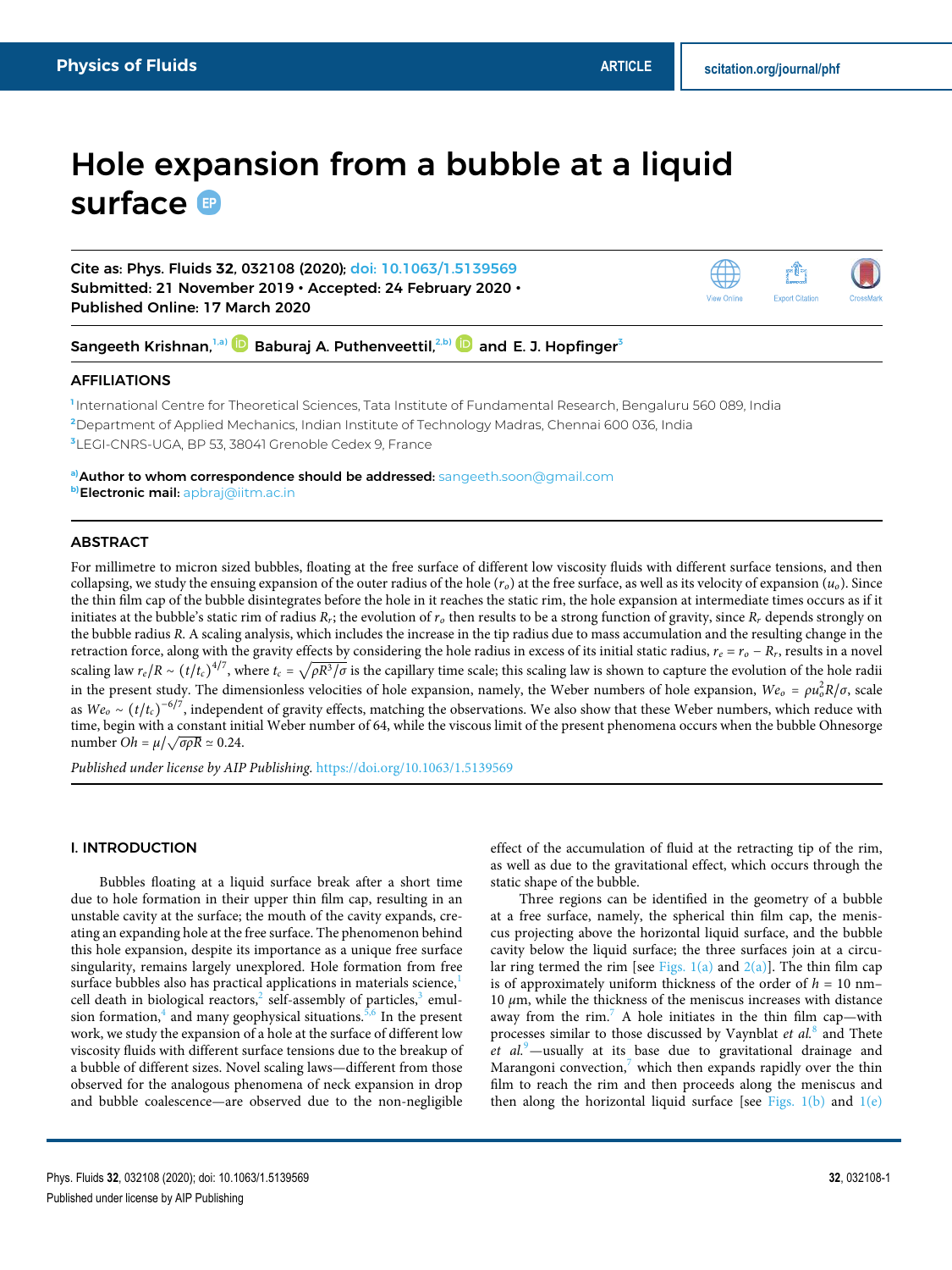# Hole expansion from a bubble at a liquid surface

Cite as: Phys. Fluids 32, 032108 (2020); doi: 10.1063/1.5139569
Submitted: 21 November 2019 • Accepted: 24 February 2020 •
Published Online: 17 March 2020

Sangeeth Krishnan,[1,a)] Baburaj A. Puthenveettil,[2,b)] and E. J. Hopfinger[3]

## AFFILIATIONS

[1] International Centre for Theoretical Sciences, Tata Institute of Fundamental Research, Bengaluru 560 089, India
[2] Department of Applied Mechanics, Indian Institute of Technology Madras, Chennai 600 036, India
[3] LEGI-CNRS-UGA, BP 53, 38041 Grenoble Cedex 9, France

[a)] **Author to whom correspondence should be addressed:** sangeeth.soon@gmail.com
[b)] **Electronic mail:** apbraj@iitm.ac.in

## ABSTRACT

For millimetre to micron sized bubbles, floating at the free surface of different low viscosity fluids with different surface tensions, and then collapsing, we study the ensuing expansion of the outer radius of the hole ($r_o$) at the free surface, as well as its velocity of expansion ($u_o$). Since the thin film cap of the bubble disintegrates before the hole in it reaches the static rim, the hole expansion at intermediate times occurs as if it initiates at the bubble's static rim of radius $R_r$; the evolution of $r_o$ then results to be a strong function of gravity, since $R_r$ depends strongly on the bubble radius $R$. A scaling analysis, which includes the increase in the tip radius due to mass accumulation and the resulting change in the retraction force, along with the gravity effects by considering the hole radius in excess of its initial static radius, $r_e = r_o - R_r$, results in a novel scaling law $r_e/R \sim (t/t_c)^{4/7}$, where $t_c = \sqrt{\rho R^3/\sigma}$ is the capillary time scale; this scaling law is shown to capture the evolution of the hole radii in the present study. The dimensionless velocities of hole expansion, namely, the Weber numbers of hole expansion, $We_o = \rho u_o^2 R/\sigma$, scale as $We_o \sim (t/t_c)^{-6/7}$, independent of gravity effects, matching the observations. We also show that these Weber numbers, which reduce with time, begin with a constant initial Weber number of 64, while the viscous limit of the present phenomena occurs when the bubble Ohnesorge number $Oh = \mu/\sqrt{\sigma\rho R} \simeq 0.24$.

*Published under license by AIP Publishing.* https://doi.org/10.1063/1.5139569

## I. INTRODUCTION

Bubbles floating at a liquid surface break after a short time due to hole formation in their upper thin film cap, resulting in an unstable cavity at the surface; the mouth of the cavity expands, creating an expanding hole at the free surface. The phenomenon behind this hole expansion, despite its importance as a unique free surface singularity, remains largely unexplored. Hole formation from free surface bubbles also has practical applications in materials science,[1] cell death in biological reactors,[2] self-assembly of particles,[3] emulsion formation,[4] and many geophysical situations.[5,6] In the present work, we study the expansion of a hole at the surface of different low viscosity fluids with different surface tensions due to the breakup of a bubble of different sizes. Novel scaling laws—different from those observed for the analogous phenomena of neck expansion in drop and bubble coalescence—are observed due to the non-negligible effect of the accumulation of fluid at the retracting tip of the rim, as well as due to the gravitational effect, which occurs through the static shape of the bubble.

Three regions can be identified in the geometry of a bubble at a free surface, namely, the spherical thin film cap, the meniscus projecting above the horizontal liquid surface, and the bubble cavity below the liquid surface; the three surfaces join at a circular ring termed the rim [see Figs. 1(a) and 2(a)]. The thin film cap is of approximately uniform thickness of the order of $h$ = 10 nm–10 $\mu$m, while the thickness of the meniscus increases with distance away from the rim.[7] A hole initiates in the thin film cap—with processes similar to those discussed by Vaynblat *et al.*[8] and Thete *et al.*[9]—usually at its base due to gravitational drainage and Marangoni convection,[7] which then expands rapidly over the thin film to reach the rim and then proceeds along the meniscus and then along the horizontal liquid surface [see Figs. 1(b) and 1(e)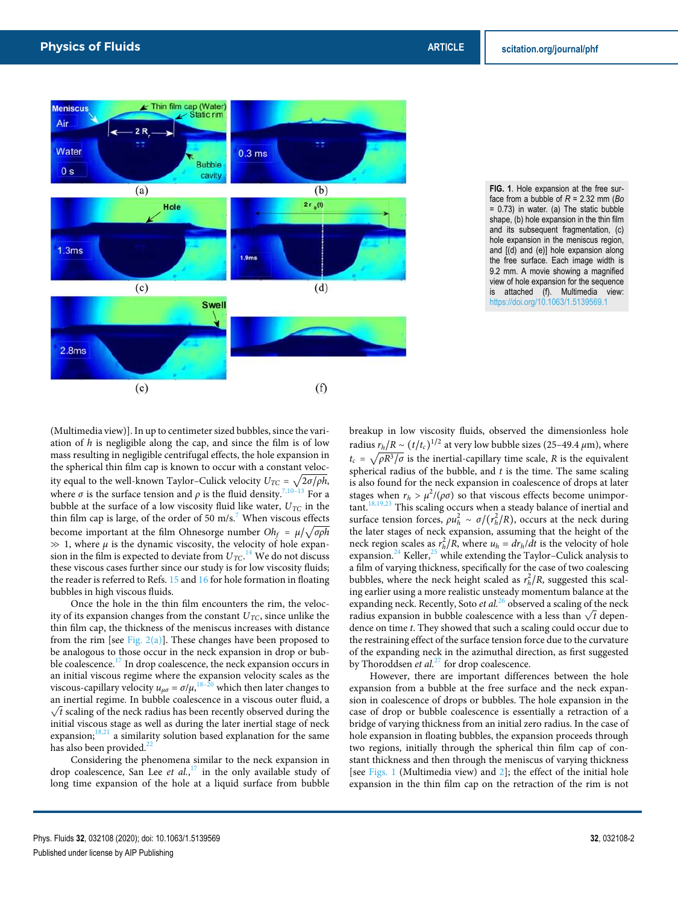FIG. 1. Hole expansion at the free surface from a bubble of $R$ = 2.32 mm ($Bo$ = 0.73) in water. (a) The static bubble shape, (b) hole expansion in the thin film and its subsequent fragmentation, (c) hole expansion in the meniscus region, and [(d) and (e)] hole expansion along the free surface. Each image width is 9.2 mm. A movie showing a magnified view of hole expansion for the sequence is attached (f). Multimedia view: https://doi.org/10.1063/1.5139569.1

(Multimedia view)]. In up to centimeter sized bubbles, since the variation of $h$ is negligible along the cap, and since the film is of low mass resulting in negligible centrifugal effects, the hole expansion in the spherical thin film cap is known to occur with a constant velocity equal to the well-known Taylor–Culick velocity $U_{TC} = \sqrt{2\sigma/\rho h}$, where $\sigma$ is the surface tension and $\rho$ is the fluid density.[7,10–13] For a bubble at the surface of a low viscosity fluid like water, $U_{TC}$ in the thin film cap is large, of the order of 50 m/s.[7] When viscous effects become important at the film Ohnesorge number $Oh_f = \mu/\sqrt{\sigma\rho h} \gg 1$, where $\mu$ is the dynamic viscosity, the velocity of hole expansion in the film is expected to deviate from $U_{TC}$.[14] We do not discuss these viscous cases further since our study is for low viscosity fluids; the reader is referred to Refs. 15 and 16 for hole formation in floating bubbles in high viscous fluids.

Once the hole in the thin film encounters the rim, the velocity of its expansion changes from the constant $U_{TC}$, since unlike the thin film cap, the thickness of the meniscus increases with distance from the rim [see Fig. 2(a)]. These changes have been proposed to be analogous to those occur in the neck expansion in drop or bubble coalescence.[17] In drop coalescence, the neck expansion occurs in an initial viscous regime where the expansion velocity scales as the viscous-capillary velocity $u_{\mu\sigma} = \sigma/\mu$,[18–20] which then later changes to an inertial regime. In bubble coalescence in a viscous outer fluid, a $\sqrt{t}$ scaling of the neck radius has been recently observed during the initial viscous stage as well as during the later inertial stage of neck expansion;[18,21] a similarity solution based explanation for the same has also been provided.[22]

Considering the phenomena similar to the neck expansion in drop coalescence, San Lee *et al.*,[17] in the only available study of long time expansion of the hole at a liquid surface from bubble breakup in low viscosity fluids, observed the dimensionless hole radius $r_h/R \sim (t/t_c)^{1/2}$ at very low bubble sizes (25–49.4 $\mu$m), where $t_c = \sqrt{\rho R^3/\sigma}$ is the inertial-capillary time scale, $R$ is the equivalent spherical radius of the bubble, and $t$ is the time. The same scaling is also found for the neck expansion in coalescence of drops at later stages when $r_h > \mu^2/(\rho\sigma)$ so that viscous effects become unimportant.[18,19,23] This scaling occurs when a steady balance of inertial and surface tension forces, $\rho u_h^2 \sim \sigma/(r_h^2/R)$, occurs at the neck during the later stages of neck expansion, assuming that the height of the neck region scales as $r_h^2/R$, where $u_h = dr_h/dt$ is the velocity of hole expansion.[24] Keller,[25] while extending the Taylor–Culick analysis to a film of varying thickness, specifically for the case of two coalescing bubbles, where the neck height scaled as $r_h^2/R$, suggested this scaling earlier using a more realistic unsteady momentum balance at the expanding neck. Recently, Soto *et al.*[26] observed a scaling of the neck radius expansion in bubble coalescence with a less than $\sqrt{t}$ dependence on time $t$. They showed that such a scaling could occur due to the restraining effect of the surface tension force due to the curvature of the expanding neck in the azimuthal direction, as first suggested by Thoroddsen *et al.*[27] for drop coalescence.

However, there are important differences between the hole expansion from a bubble at the free surface and the neck expansion in coalescence of drops or bubbles. The hole expansion in the case of drop or bubble coalescence is essentially a retraction of a bridge of varying thickness from an initial zero radius. In the case of hole expansion in floating bubbles, the expansion proceeds through two regions, initially through the spherical thin film cap of constant thickness and then through the meniscus of varying thickness [see Figs. 1 (Multimedia view) and 2]; the effect of the initial hole expansion in the thin film cap on the retraction of the rim is not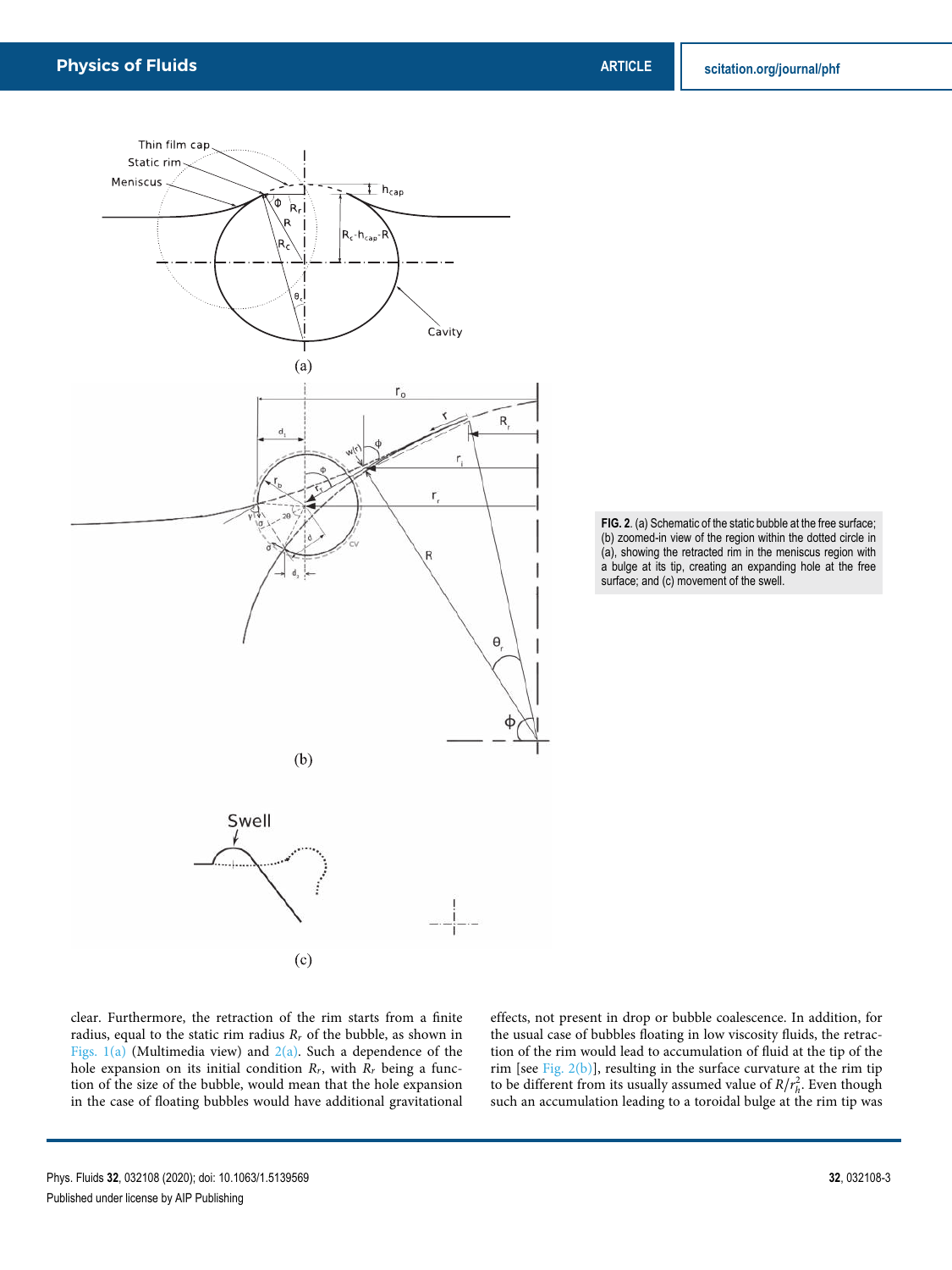FIG. 2. (a) Schematic of the static bubble at the free surface; (b) zoomed-in view of the region within the dotted circle in (a), showing the retracted rim in the meniscus region with a bulge at its tip, creating an expanding hole at the free surface; and (c) movement of the swell.

clear. Furthermore, the retraction of the rim starts from a finite radius, equal to the static rim radius $R_r$ of the bubble, as shown in Figs. 1(a) (Multimedia view) and 2(a). Such a dependence of the hole expansion on its initial condition $R_r$, with $R_r$ being a function of the size of the bubble, would mean that the hole expansion in the case of floating bubbles would have additional gravitational effects, not present in drop or bubble coalescence. In addition, for the usual case of bubbles floating in low viscosity fluids, the retraction of the rim would lead to accumulation of fluid at the tip of the rim [see Fig. 2(b)], resulting in the surface curvature at the rim tip to be different from its usually assumed value of $R/r_h^2$. Even though such an accumulation leading to a toroidal bulge at the rim tip was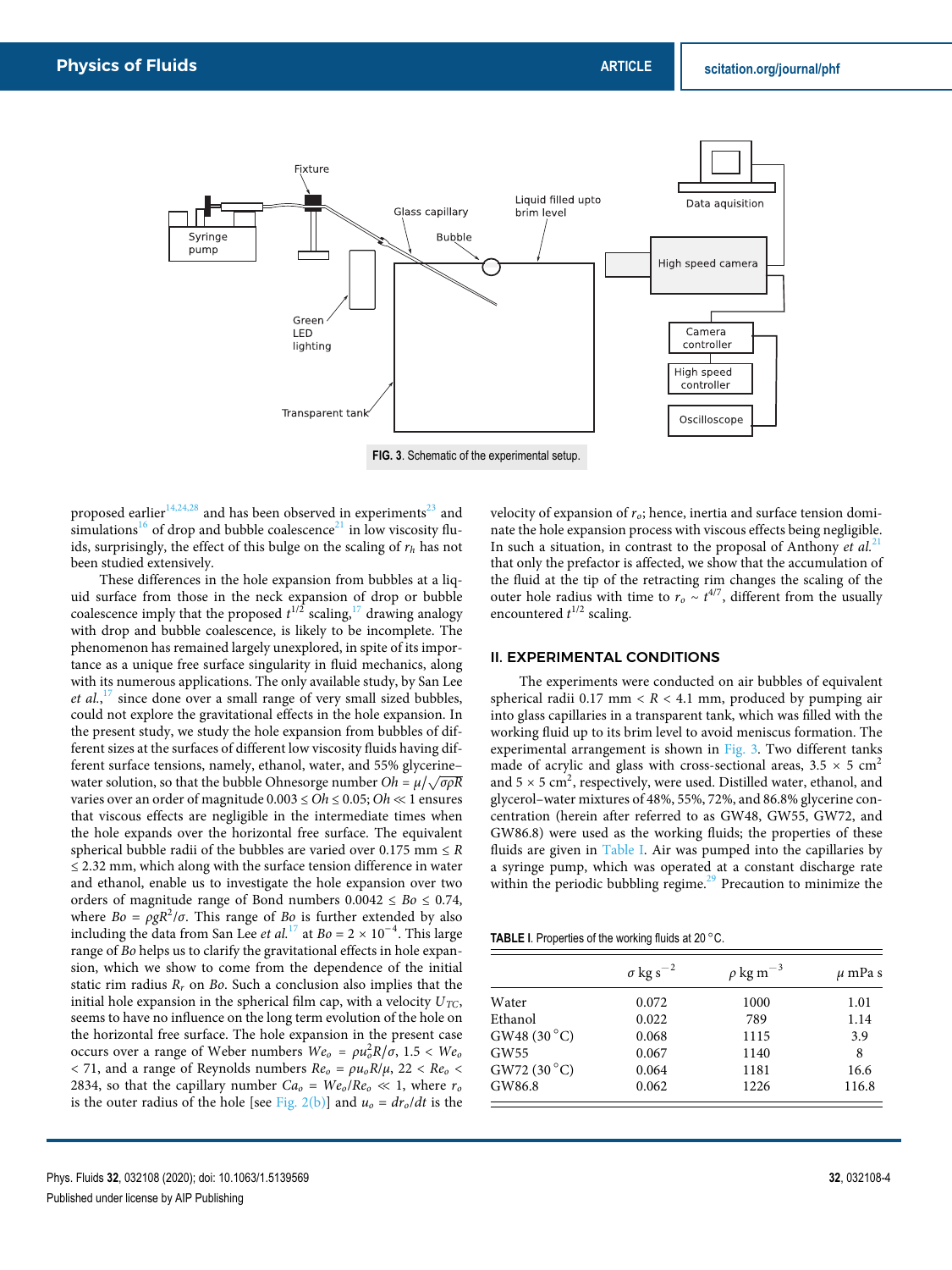FIG. 3. Schematic of the experimental setup.

proposed earlier[14,24,28] and has been observed in experiments[23] and simulations[16] of drop and bubble coalescence[21] in low viscosity fluids, surprisingly, the effect of this bulge on the scaling of $r_h$ has not been studied extensively.

These differences in the hole expansion from bubbles at a liquid surface from those in the neck expansion of drop or bubble coalescence imply that the proposed $t^{1/2}$ scaling,[17] drawing analogy with drop and bubble coalescence, is likely to be incomplete. The phenomenon has remained largely unexplored, in spite of its importance as a unique free surface singularity in fluid mechanics, along with its numerous applications. The only available study, by San Lee *et al.*,[17] since done over a small range of very small sized bubbles, could not explore the gravitational effects in the hole expansion. In the present study, we study the hole expansion from bubbles of different sizes at the surfaces of different low viscosity fluids having different surface tensions, namely, ethanol, water, and 55% glycerine–water solution, so that the bubble Ohnesorge number $Oh = \mu/\sqrt{\sigma\rho R}$ varies over an order of magnitude $0.003 \le Oh \le 0.05$; $Oh \ll 1$ ensures that viscous effects are negligible in the intermediate times when the hole expands over the horizontal free surface. The equivalent spherical bubble radii of the bubbles are varied over 0.175 mm $\le R \le$ 2.32 mm, which along with the surface tension difference in water and ethanol, enable us to investigate the hole expansion over two orders of magnitude range of Bond numbers $0.0042 \le Bo \le 0.74$, where $Bo = \rho g R^2/\sigma$. This range of $Bo$ is further extended by also including the data from San Lee *et al.*[17] at $Bo = 2 \times 10^{-4}$. This large range of $Bo$ helps us to clarify the gravitational effects in hole expansion, which we show to come from the dependence of the initial static rim radius $R_r$ on $Bo$. Such a conclusion also implies that the initial hole expansion in the spherical film cap, with a velocity $U_{TC}$, seems to have no influence on the long term evolution of the hole on the horizontal free surface. The hole expansion in the present case occurs over a range of Weber numbers $We_o = \rho u_o^2 R/\sigma$, $1.5 < We_o < 71$, and a range of Reynolds numbers $Re_o = \rho u_o R/\mu$, $22 < Re_o < 2834$, so that the capillary number $Ca_o = We_o/Re_o \ll 1$, where $r_o$ is the outer radius of the hole [see Fig. 2(b)] and $u_o = dr_o/dt$ is the velocity of expansion of $r_o$; hence, inertia and surface tension dominate the hole expansion process with viscous effects being negligible. In such a situation, in contrast to the proposal of Anthony *et al.*[21] that only the prefactor is affected, we show that the accumulation of the fluid at the tip of the retracting rim changes the scaling of the outer hole radius with time to $r_o \sim t^{4/7}$, different from the usually encountered $t^{1/2}$ scaling.

## II. EXPERIMENTAL CONDITIONS

The experiments were conducted on air bubbles of equivalent spherical radii 0.17 mm $< R <$ 4.1 mm, produced by pumping air into glass capillaries in a transparent tank, which was filled with the working fluid up to its brim level to avoid meniscus formation. The experimental arrangement is shown in Fig. 3. Two different tanks made of acrylic and glass with cross-sectional areas, 3.5 × 5 cm$^2$ and 5 × 5 cm$^2$, respectively, were used. Distilled water, ethanol, and glycerol–water mixtures of 48%, 55%, 72%, and 86.8% glycerine concentration (herein after referred to as GW48, GW55, GW72, and GW86.8) were used as the working fluids; the properties of these fluids are given in Table I. Air was pumped into the capillaries by a syringe pump, which was operated at a constant discharge rate within the periodic bubbling regime.[29] Precaution to minimize the

TABLE I. Properties of the working fluids at 20 °C.

| | $\sigma$ kg s$^{-2}$ | $\rho$ kg m$^{-3}$ | $\mu$ mPa s |
|---|---|---|---|
| Water | 0.072 | 1000 | 1.01 |
| Ethanol | 0.022 | 789 | 1.14 |
| GW48 (30 °C) | 0.068 | 1115 | 3.9 |
| GW55 | 0.067 | 1140 | 8 |
| GW72 (30 °C) | 0.064 | 1181 | 16.6 |
| GW86.8 | 0.062 | 1226 | 116.8 |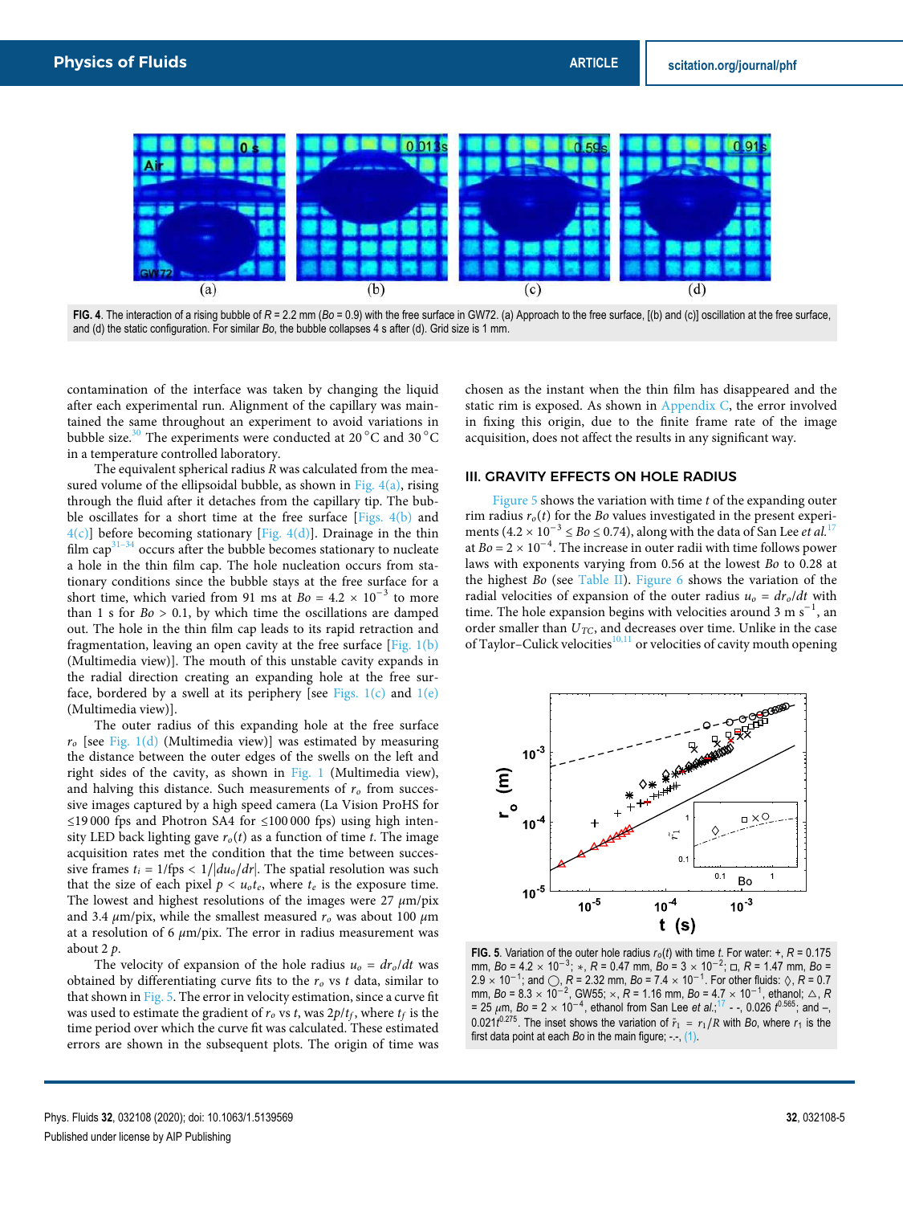FIG. 4. The interaction of a rising bubble of $R$ = 2.2 mm ($Bo$ = 0.9) with the free surface in GW72. (a) Approach to the free surface, [(b) and (c)] oscillation at the free surface, and (d) the static configuration. For similar $Bo$, the bubble collapses 4 s after (d). Grid size is 1 mm.

contamination of the interface was taken by changing the liquid after each experimental run. Alignment of the capillary was maintained the same throughout an experiment to avoid variations in bubble size.[30] The experiments were conducted at 20 °C and 30 °C in a temperature controlled laboratory.

The equivalent spherical radius $R$ was calculated from the measured volume of the ellipsoidal bubble, as shown in Fig. 4(a), rising through the fluid after it detaches from the capillary tip. The bubble oscillates for a short time at the free surface [Figs. 4(b) and 4(c)] before becoming stationary [Fig. 4(d)]. Drainage in the thin film cap[31–34] occurs after the bubble becomes stationary to nucleate a hole in the thin film cap. The hole nucleation occurs from stationary conditions since the bubble stays at the free surface for a short time, which varied from 91 ms at $Bo = 4.2 \times 10^{-3}$ to more than 1 s for $Bo > 0.1$, by which time the oscillations are damped out. The hole in the thin film cap leads to its rapid retraction and fragmentation, leaving an open cavity at the free surface [Fig. 1(b) (Multimedia view)]. The mouth of this unstable cavity expands in the radial direction creating an expanding hole at the free surface, bordered by a swell at its periphery [see Figs. 1(c) and 1(e) (Multimedia view)].

The outer radius of this expanding hole at the free surface $r_o$ [see Fig. 1(d) (Multimedia view)] was estimated by measuring the distance between the outer edges of the swells on the left and right sides of the cavity, as shown in Fig. 1 (Multimedia view), and halving this distance. Such measurements of $r_o$ from successive images captured by a high speed camera (La Vision ProHS for ≤19 000 fps and Photron SA4 for ≤100 000 fps) using high intensity LED back lighting gave $r_o(t)$ as a function of time $t$. The image acquisition rates met the condition that the time between successive frames $t_i = 1/\text{fps} < 1/|du_o/dr|$. The spatial resolution was such that the size of each pixel $p < u_o t_e$, where $t_e$ is the exposure time. The lowest and highest resolutions of the images were 27 $\mu$m/pix and 3.4 $\mu$m/pix, while the smallest measured $r_o$ was about 100 $\mu$m at a resolution of 6 $\mu$m/pix. The error in radius measurement was about 2 $p$.

The velocity of expansion of the hole radius $u_o = dr_o/dt$ was obtained by differentiating curve fits to the $r_o$ vs $t$ data, similar to that shown in Fig. 5. The error in velocity estimation, since a curve fit was used to estimate the gradient of $r_o$ vs $t$, was $2p/t_f$, where $t_f$ is the time period over which the curve fit was calculated. These estimated errors are shown in the subsequent plots. The origin of time was chosen as the instant when the thin film has disappeared and the static rim is exposed. As shown in Appendix C, the error involved in fixing this origin, due to the finite frame rate of the image acquisition, does not affect the results in any significant way.

## III. GRAVITY EFFECTS ON HOLE RADIUS

Figure 5 shows the variation with time $t$ of the expanding outer rim radius $r_o(t)$ for the $Bo$ values investigated in the present experiments ($4.2 \times 10^{-3} \leq Bo \leq 0.74$), along with the data of San Lee *et al.*[17] at $Bo = 2 \times 10^{-4}$. The increase in outer radii with time follows power laws with exponents varying from 0.56 at the lowest $Bo$ to 0.28 at the highest $Bo$ (see Table II). Figure 6 shows the variation of the radial velocities of expansion of the outer radius $u_o = dr_o/dt$ with time. The hole expansion begins with velocities around 3 m s$^{-1}$, an order smaller than $U_{TC}$, and decreases over time. Unlike in the case of Taylor–Culick velocities[10,11] or velocities of cavity mouth opening

FIG. 5. Variation of the outer hole radius $r_o(t)$ with time $t$. For water: +, $R$ = 0.175 mm, $Bo = 4.2 \times 10^{-3}$; ∗, $R$ = 0.47 mm, $Bo = 3 \times 10^{-2}$; □, $R$ = 1.47 mm, $Bo = 2.9 \times 10^{-1}$; and ○, $R$ = 2.32 mm, $Bo = 7.4 \times 10^{-1}$. For other fluids: ◇, $R$ = 0.7 mm, $Bo = 8.3 \times 10^{-2}$, GW55; ×, $R$ = 1.16 mm, $Bo = 4.7 \times 10^{-1}$, ethanol; △, $R$ = 25 $\mu$m, $Bo = 2 \times 10^{-4}$, ethanol from San Lee *et al.*;[17] - -, $0.026\ t^{0.565}$; and –, $0.021 t^{0.275}$. The inset shows the variation of $\tilde{r}_1 = r_1/R$ with $Bo$, where $r_1$ is the first data point at each $Bo$ in the main figure; -.-, (1).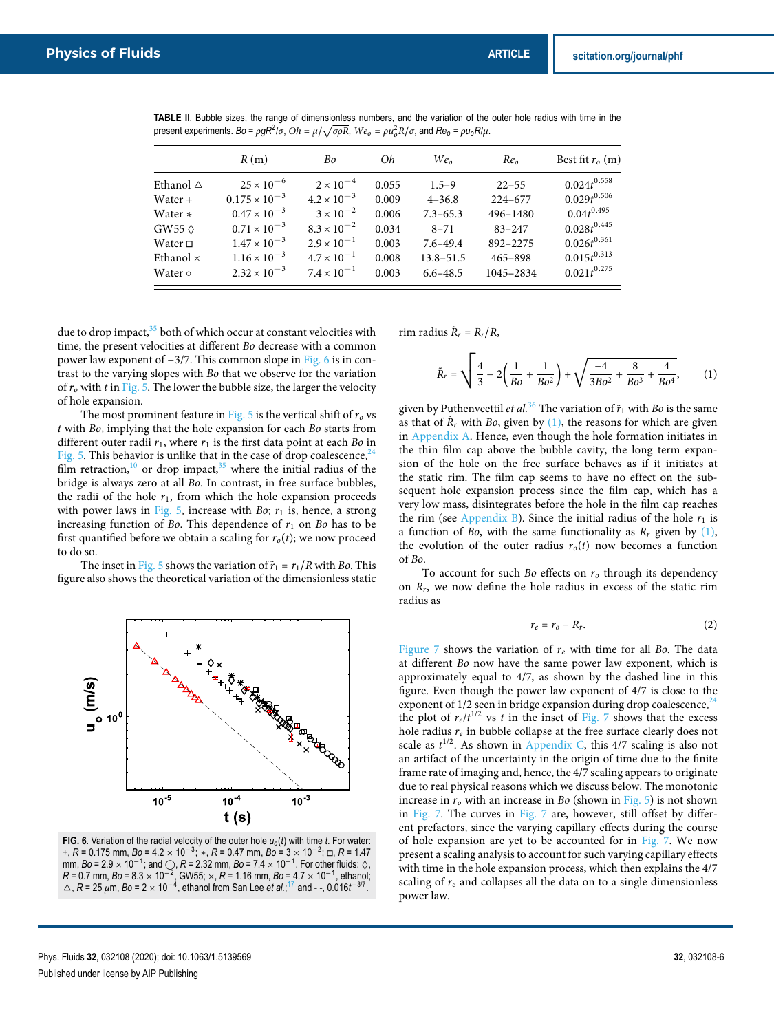**TABLE II.** Bubble sizes, the range of dimensionless numbers, and the variation of the outer hole radius with time in the present experiments. $Bo = \rho g R^2/\sigma$, $Oh = \mu/\sqrt{\sigma\rho R}$, $We_o = \rho u_o^2 R/\sigma$, and $Re_o = \rho u_o R/\mu$.

| | $R$ (m) | $Bo$ | $Oh$ | $We_o$ | $Re_o$ | Best fit $r_o$ (m) |
|---|---|---|---|---|---|---|
| Ethanol △ | $25 \times 10^{-6}$ | $2 \times 10^{-4}$ | 0.055 | 1.5–9 | 22–55 | $0.024t^{0.558}$ |
| Water + | $0.175 \times 10^{-3}$ | $4.2 \times 10^{-3}$ | 0.009 | 4–36.8 | 224–677 | $0.029t^{0.506}$ |
| Water ∗ | $0.47 \times 10^{-3}$ | $3 \times 10^{-2}$ | 0.006 | 7.3–65.3 | 496–1480 | $0.04t^{0.495}$ |
| GW55 ◊ | $0.71 \times 10^{-3}$ | $8.3 \times 10^{-2}$ | 0.034 | 8–71 | 83–247 | $0.028t^{0.445}$ |
| Water □ | $1.47 \times 10^{-3}$ | $2.9 \times 10^{-1}$ | 0.003 | 7.6–49.4 | 892–2275 | $0.026t^{0.361}$ |
| Ethanol × | $1.16 \times 10^{-3}$ | $4.7 \times 10^{-1}$ | 0.008 | 13.8–51.5 | 465–898 | $0.015t^{0.313}$ |
| Water ○ | $2.32 \times 10^{-3}$ | $7.4 \times 10^{-1}$ | 0.003 | 6.6–48.5 | 1045–2834 | $0.021t^{0.275}$ |

due to drop impact,[35] both of which occur at constant velocities with time, the present velocities at different $Bo$ decrease with a common power law exponent of −3/7. This common slope in Fig. 6 is in contrast to the varying slopes with $Bo$ that we observe for the variation of $r_o$ with $t$ in Fig. 5. The lower the bubble size, the larger the velocity of hole expansion.

The most prominent feature in Fig. 5 is the vertical shift of $r_o$ vs $t$ with $Bo$, implying that the hole expansion for each $Bo$ starts from different outer radii $r_1$, where $r_1$ is the first data point at each $Bo$ in Fig. 5. This behavior is unlike that in the case of drop coalescence,[24] film retraction,[10] or drop impact,[35] where the initial radius of the bridge is always zero at all $Bo$. In contrast, in free surface bubbles, the radii of the hole $r_1$, from which the hole expansion proceeds with power laws in Fig. 5, increase with $Bo$; $r_1$ is, hence, a strong increasing function of $Bo$. This dependence of $r_1$ on $Bo$ has to be first quantified before we obtain a scaling for $r_o(t)$; we now proceed to do so.

The inset in Fig. 5 shows the variation of $\tilde{r}_1 = r_1/R$ with $Bo$. This figure also shows the theoretical variation of the dimensionless static

FIG. 6. Variation of the radial velocity of the outer hole $u_o(t)$ with time $t$. For water: +, $R$ = 0.175 mm, $Bo = 4.2 \times 10^{-3}$; ∗, $R$ = 0.47 mm, $Bo = 3 \times 10^{-2}$; □, $R$ = 1.47 mm, $Bo = 2.9 \times 10^{-1}$; and ○, $R$ = 2.32 mm, $Bo = 7.4 \times 10^{-1}$. For other fluids: ◊, $R$ = 0.7 mm, $Bo = 8.3 \times 10^{-2}$, GW55; ×, $R$ = 1.16 mm, $Bo = 4.7 \times 10^{-1}$, ethanol; △, $R$ = 25 μm, $Bo = 2 \times 10^{-4}$, ethanol from San Lee *et al.*;[17] and - -, $0.016t^{-3/7}$.

rim radius $\tilde{R}_r = R_r/R$,

$$\tilde{R}_r = \sqrt{\frac{4}{3} - 2\left(\frac{1}{Bo} + \frac{1}{Bo^2}\right) + \sqrt{\frac{-4}{3Bo^2} + \frac{8}{Bo^3} + \frac{4}{Bo^4}}}, \tag{1}$$

given by Puthenveettil *et al.*[36] The variation of $\tilde{r}_1$ with $Bo$ is the same as that of $\tilde{R}_r$ with $Bo$, given by (1), the reasons for which are given in Appendix A. Hence, even though the hole formation initiates in the thin film cap above the bubble cavity, the long term expansion of the hole on the free surface behaves as if it initiates at the static rim. The film cap seems to have no effect on the subsequent hole expansion process since the film cap, which has a very low mass, disintegrates before the hole in the film cap reaches the rim (see Appendix B). Since the initial radius of the hole $r_1$ is a function of $Bo$, with the same functionality as $R_r$ given by (1), the evolution of the outer radius $r_o(t)$ now becomes a function of $Bo$.

To account for such $Bo$ effects on $r_o$ through its dependency on $R_r$, we now define the hole radius in excess of the static rim radius as

$$r_e = r_o - R_r. \tag{2}$$

Figure 7 shows the variation of $r_e$ with time for all $Bo$. The data at different $Bo$ now have the same power law exponent, which is approximately equal to 4/7, as shown by the dashed line in this figure. Even though the power law exponent of 4/7 is close to the exponent of 1/2 seen in bridge expansion during drop coalescence,[24] the plot of $r_e/t^{1/2}$ vs $t$ in the inset of Fig. 7 shows that the excess hole radius $r_e$ in bubble collapse at the free surface clearly does not scale as $t^{1/2}$. As shown in Appendix C, this 4/7 scaling is also not an artifact of the uncertainty in the origin of time due to the finite frame rate of imaging and, hence, the 4/7 scaling appears to originate due to real physical reasons which we discuss below. The monotonic increase in $r_o$ with an increase in $Bo$ (shown in Fig. 5) is not shown in Fig. 7. The curves in Fig. 7 are, however, still offset by different prefactors, since the varying capillary effects during the course of hole expansion are yet to be accounted for in Fig. 7. We now present a scaling analysis to account for such varying capillary effects with time in the hole expansion process, which then explains the 4/7 scaling of $r_e$ and collapses all the data on to a single dimensionless power law.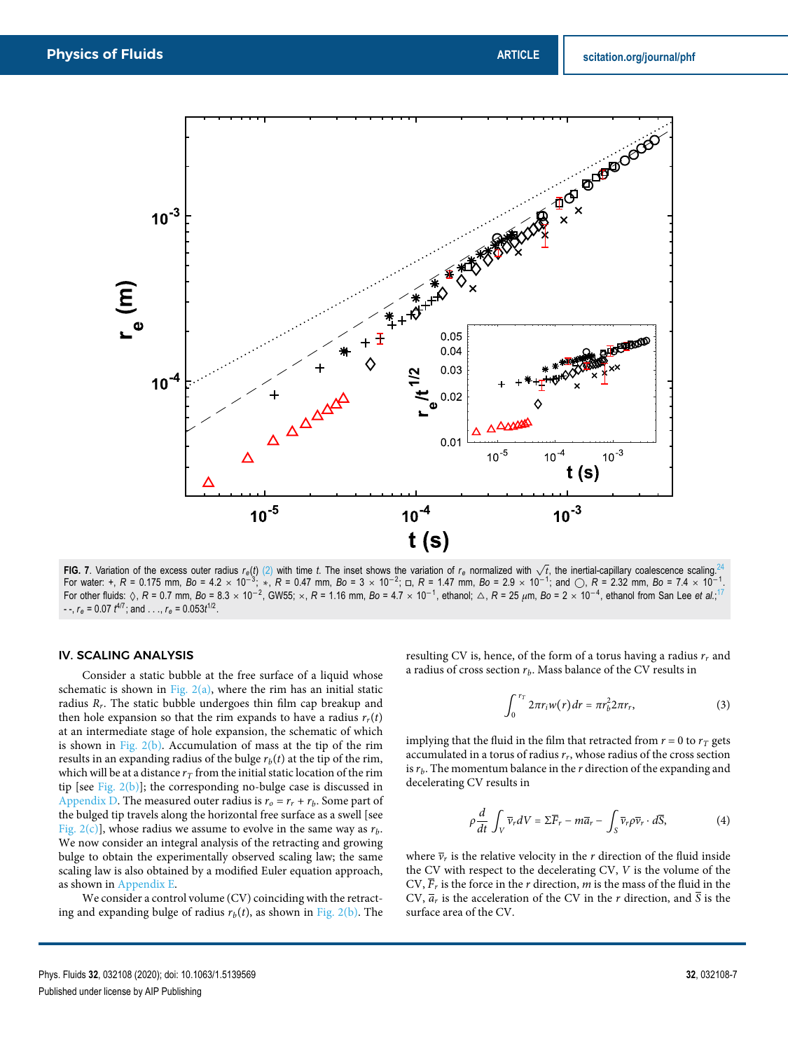**FIG. 7**. Variation of the excess outer radius $r_e(t)$ (2) with time $t$. The inset shows the variation of $r_e$ normalized with $\sqrt{t}$, the inertial-capillary coalescence scaling.[24] For water: +, $R$ = 0.175 mm, $Bo$ = 4.2 × $10^{-3}$; ∗, $R$ = 0.47 mm, $Bo$ = 3 × $10^{-2}$; □, $R$ = 1.47 mm, $Bo$ = 2.9 × $10^{-1}$; and ○, $R$ = 2.32 mm, $Bo$ = 7.4 × $10^{-1}$. For other fluids: ◊, $R$ = 0.7 mm, $Bo$ = 8.3 × $10^{-2}$, GW55; ×, $R$ = 1.16 mm, $Bo$ = 4.7 × $10^{-1}$, ethanol; △, $R$ = 25 μm, $Bo$ = 2 × $10^{-4}$, ethanol from San Lee *et al.*;[17] - -, $r_e = 0.07\, t^{4/7}$; and . . ., $r_e = 0.053 t^{1/2}$.

## IV. SCALING ANALYSIS

Consider a static bubble at the free surface of a liquid whose schematic is shown in Fig. 2(a), where the rim has an initial static radius $R_r$. The static bubble undergoes thin film cap breakup and then hole expansion so that the rim expands to have a radius $r_r(t)$ at an intermediate stage of hole expansion, the schematic of which is shown in Fig. 2(b). Accumulation of mass at the tip of the rim results in an expanding radius of the bulge $r_b(t)$ at the tip of the rim, which will be at a distance $r_T$ from the initial static location of the rim tip [see Fig. 2(b)]; the corresponding no-bulge case is discussed in Appendix D. The measured outer radius is $r_o = r_r + r_b$. Some part of the bulged tip travels along the horizontal free surface as a swell [see Fig. 2(c)], whose radius we assume to evolve in the same way as $r_b$. We now consider an integral analysis of the retracting and growing bulge to obtain the experimentally observed scaling law; the same scaling law is also obtained by a modified Euler equation approach, as shown in Appendix E.

We consider a control volume (CV) coinciding with the retracting and expanding bulge of radius $r_b(t)$, as shown in Fig. 2(b). The resulting CV is, hence, of the form of a torus having a radius $r_r$ and a radius of cross section $r_b$. Mass balance of the CV results in

$$\int_0^{r_T} 2\pi r_i w(r)\, dr = \pi r_b^2 2\pi r_r, \tag{3}$$

implying that the fluid in the film that retracted from $r = 0$ to $r_T$ gets accumulated in a torus of radius $r_r$, whose radius of the cross section is $r_b$. The momentum balance in the $r$ direction of the expanding and decelerating CV results in

$$\rho \frac{d}{dt} \int_V \overline{v}_r dV = \Sigma \overline{F}_r - m\overline{a}_r - \int_S \overline{v}_r \rho \overline{v}_r \cdot d\overline{S}, \tag{4}$$

where $\overline{v}_r$ is the relative velocity in the $r$ direction of the fluid inside the CV with respect to the decelerating CV, $V$ is the volume of the CV, $\overline{F}_r$ is the force in the $r$ direction, $m$ is the mass of the fluid in the CV, $\overline{a}_r$ is the acceleration of the CV in the $r$ direction, and $\overline{S}$ is the surface area of the CV.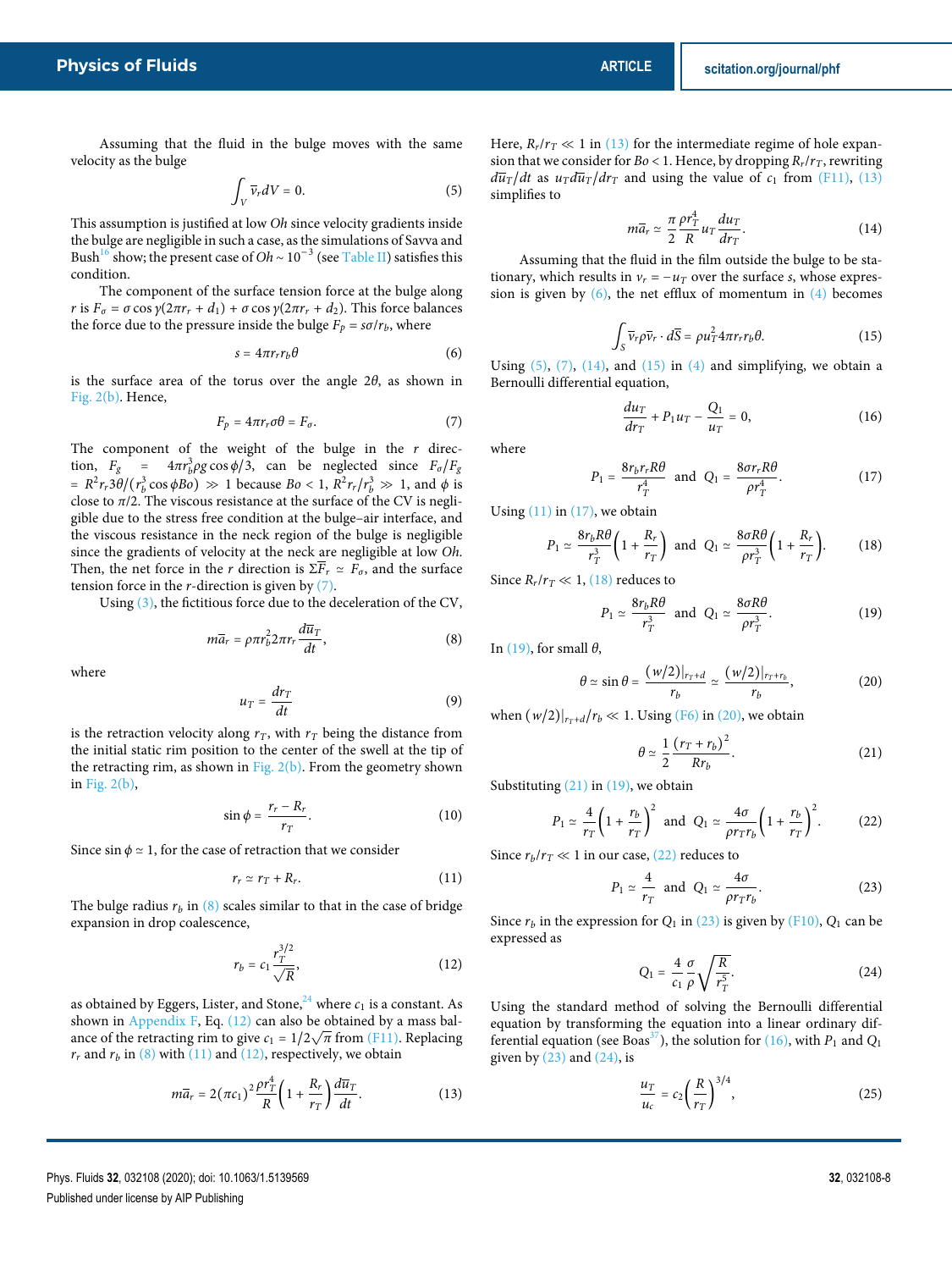Assuming that the fluid in the bulge moves with the same velocity as the bulge

$$\int_V \bar{v}_r dV = 0. \tag{5}$$

This assumption is justified at low $Oh$ since velocity gradients inside the bulge are negligible in such a case, as the simulations of Savva and Bush[16] show; the present case of $Oh \sim 10^{-3}$ (see Table II) satisfies this condition.

The component of the surface tension force at the bulge along $r$ is $F_\sigma = \sigma \cos\gamma(2\pi r_r + d_1) + \sigma \cos\gamma(2\pi r_r + d_2)$. This force balances the force due to the pressure inside the bulge $F_p = s\sigma/r_b$, where

$$s = 4\pi r_r r_b \theta \tag{6}$$

is the surface area of the torus over the angle $2\theta$, as shown in Fig. 2(b). Hence,

$$F_p = 4\pi r_r \sigma\theta = F_\sigma. \tag{7}$$

The component of the weight of the bulge in the $r$ direction, $F_g = 4\pi r_b^3 \rho g \cos\phi/3$, can be neglected since $F_\sigma/F_g = R^2 r_r 3\theta/(r_b^3 \cos\phi Bo) \gg 1$ because $Bo < 1$, $R^2 r_r/r_b^3 \gg 1$, and $\phi$ is close to $\pi/2$. The viscous resistance at the surface of the CV is negligible due to the stress free condition at the bulge–air interface, and the viscous resistance in the neck region of the bulge is negligible since the gradients of velocity at the neck are negligible at low $Oh$. Then, the net force in the $r$ direction is $\Sigma \bar{F}_r \simeq F_\sigma$, and the surface tension force in the $r$-direction is given by (7).

Using (3), the fictitious force due to the deceleration of the CV,

$$m\bar{a}_r = \rho\pi r_b^2 2\pi r_r \frac{d\bar{u}_T}{dt}, \tag{8}$$

where

$$u_T = \frac{dr_T}{dt} \tag{9}$$

is the retraction velocity along $r_T$, with $r_T$ being the distance from the initial static rim position to the center of the swell at the tip of the retracting rim, as shown in Fig. 2(b). From the geometry shown in Fig. 2(b),

$$\sin\phi = \frac{r_r - R_r}{r_T}. \tag{10}$$

Since $\sin\phi \simeq 1$, for the case of retraction that we consider

$$r_r \simeq r_T + R_r. \tag{11}$$

The bulge radius $r_b$ in (8) scales similar to that in the case of bridge expansion in drop coalescence,

$$r_b = c_1 \frac{r_T^{3/2}}{\sqrt{R}}, \tag{12}$$

as obtained by Eggers, Lister, and Stone,[24] where $c_1$ is a constant. As shown in Appendix F, Eq. (12) can also be obtained by a mass balance of the retracting rim to give $c_1 = 1/2\sqrt{\pi}$ from (F11). Replacing $r_r$ and $r_b$ in (8) with (11) and (12), respectively, we obtain

$$m\bar{a}_r = 2(\pi c_1)^2 \frac{\rho r_T^4}{R}\left(1 + \frac{R_r}{r_T}\right)\frac{d\bar{u}_T}{dt}. \tag{13}$$

Here, $R_r/r_T \ll 1$ in (13) for the intermediate regime of hole expansion that we consider for $Bo < 1$. Hence, by dropping $R_r/r_T$, rewriting $d\bar{u}_T/dt$ as $u_T d\bar{u}_T/dr_T$ and using the value of $c_1$ from (F11), (13) simplifies to

$$m\bar{a}_r \simeq \frac{\pi}{2}\frac{\rho r_T^4}{R} u_T \frac{du_T}{dr_T}. \tag{14}$$

Assuming that the fluid in the film outside the bulge to be stationary, which results in $v_r = -u_T$ over the surface $s$, whose expression is given by (6), the net efflux of momentum in (4) becomes

$$\int_S \bar{v}_r \rho \bar{v}_r \cdot d\bar{S} = \rho u_T^2 4\pi r_r r_b \theta. \tag{15}$$

Using (5), (7), (14), and (15) in (4) and simplifying, we obtain a Bernoulli differential equation,

$$\frac{du_T}{dr_T} + P_1 u_T - \frac{Q_1}{u_T} = 0, \tag{16}$$

where

$$P_1 = \frac{8 r_b r_r R\theta}{r_T^4} \quad \text{and} \quad Q_1 = \frac{8\sigma r_r R\theta}{\rho r_T^4}. \tag{17}$$

Using (11) in (17), we obtain

$$P_1 \simeq \frac{8 r_b R\theta}{r_T^3}\left(1 + \frac{R_r}{r_T}\right) \quad \text{and} \quad Q_1 \simeq \frac{8\sigma R\theta}{\rho r_T^3}\left(1 + \frac{R_r}{r_T}\right). \tag{18}$$

Since $R_r/r_T \ll 1$, (18) reduces to

$$P_1 \simeq \frac{8 r_b R\theta}{r_T^3} \quad \text{and} \quad Q_1 \simeq \frac{8\sigma R\theta}{\rho r_T^3}. \tag{19}$$

In (19), for small $\theta$,

$$\theta \simeq \sin\theta = \frac{(w/2)|_{r_T+d}}{r_b} \simeq \frac{(w/2)|_{r_T+r_b}}{r_b}, \tag{20}$$

when $(w/2)|_{r_T+d}/r_b \ll 1$. Using (F6) in (20), we obtain

$$\theta \simeq \frac{1}{2}\frac{(r_T + r_b)^2}{R r_b}. \tag{21}$$

Substituting (21) in (19), we obtain

$$P_1 \simeq \frac{4}{r_T}\left(1 + \frac{r_b}{r_T}\right)^2 \quad \text{and} \quad Q_1 \simeq \frac{4\sigma}{\rho r_T r_b}\left(1 + \frac{r_b}{r_T}\right)^2. \tag{22}$$

Since $r_b/r_T \ll 1$ in our case, (22) reduces to

$$P_1 \simeq \frac{4}{r_T} \quad \text{and} \quad Q_1 \simeq \frac{4\sigma}{\rho r_T r_b}. \tag{23}$$

Since $r_b$ in the expression for $Q_1$ in (23) is given by (F10), $Q_1$ can be expressed as

$$Q_1 = \frac{4}{c_1}\frac{\sigma}{\rho}\sqrt{\frac{R}{r_T^5}}. \tag{24}$$

Using the standard method of solving the Bernoulli differential equation by transforming the equation into a linear ordinary differential equation (see Boas[37]), the solution for (16), with $P_1$ and $Q_1$ given by (23) and (24), is

$$\frac{u_T}{u_c} = c_2\left(\frac{R}{r_T}\right)^{3/4}, \tag{25}$$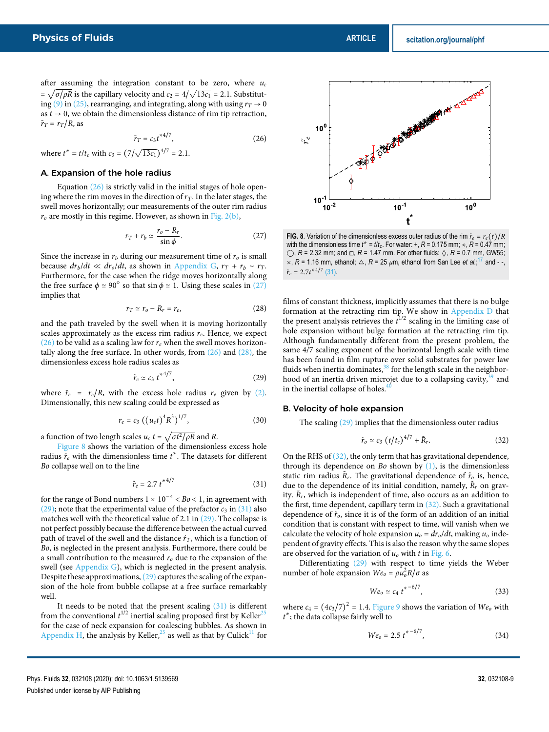after assuming the integration constant to be zero, where $u_c = \sqrt{\sigma/\rho R}$ is the capillary velocity and $c_2 = 4/\sqrt{13c_1} = 2.1$. Substituting (9) in (25), rearranging, and integrating, along with using $r_T \to 0$ as $t \to 0$, we obtain the dimensionless distance of rim tip retraction, $\tilde{r}_T = r_T/R$, as

$$\tilde{r}_T = c_3 t^{*4/7}, \tag{26}$$

where $t^* = t/t_c$ with $c_3 = (7/\sqrt{13c_1})^{4/7} = 2.1$.

### A. Expansion of the hole radius

Equation (26) is strictly valid in the initial stages of hole opening where the rim moves in the direction of $r_T$. In the later stages, the swell moves horizontally; our measurements of the outer rim radius $r_o$ are mostly in this regime. However, as shown in Fig. 2(b),

$$r_T + r_b \simeq \frac{r_o - R_r}{\sin\phi}. \tag{27}$$

Since the increase in $r_b$ during our measurement time of $r_o$ is small because $dr_b/dt \ll dr_o/dt$, as shown in Appendix G, $r_T + r_b \sim r_T$. Furthermore, for the case when the ridge moves horizontally along the free surface $\phi \simeq 90^\circ$ so that $\sin\phi \simeq 1$. Using these scales in (27) implies that

$$r_T \simeq r_o - R_r = r_e, \tag{28}$$

and the path traveled by the swell when it is moving horizontally scales approximately as the excess rim radius $r_e$. Hence, we expect (26) to be valid as a scaling law for $r_e$ when the swell moves horizontally along the free surface. In other words, from (26) and (28), the dimensionless excess hole radius scales as

$$\tilde{r}_e \simeq c_3\, t^{*4/7}, \tag{29}$$

where $\tilde{r}_e = r_e/R$, with the excess hole radius $r_e$ given by (2). Dimensionally, this new scaling could be expressed as

$$r_e = c_3\left((u_c t)^4 R^3\right)^{1/7}, \tag{30}$$

a function of two length scales $u_c\, t = \sqrt{\sigma t^2/\rho R}$ and $R$.

Figure 8 shows the variation of the dimensionless excess hole radius $\tilde{r}_e$ with the dimensionless time $t^*$. The datasets for different $Bo$ collapse well on to the line

$$\tilde{r}_e = 2.7\, t^{*4/7} \tag{31}$$

for the range of Bond numbers $1 \times 10^{-4} < Bo < 1$, in agreement with (29); note that the experimental value of the prefactor $c_3$ in (31) also matches well with the theoretical value of 2.1 in (29). The collapse is not perfect possibly because the difference between the actual curved path of travel of the swell and the distance $r_T$, which is a function of $Bo$, is neglected in the present analysis. Furthermore, there could be a small contribution to the measured $r_o$ due to the expansion of the swell (see Appendix G), which is neglected in the present analysis. Despite these approximations, (29) captures the scaling of the expansion of the hole from bubble collapse at a free surface remarkably well.

It needs to be noted that the present scaling (31) is different from the conventional $t^{1/2}$ inertial scaling proposed first by Keller[25] for the case of neck expansion for coalescing bubbles. As shown in Appendix H, the analysis by Keller,[25] as well as that by Culick[11] for

**FIG. 8.** Variation of the dimensionless excess outer radius of the rim $\tilde{r}_e = r_e(t)/R$ with the dimensionless time $t^* = t/t_c$. For water: +, $R$ = 0.175 mm; $*$, $R$ = 0.47 mm; ◯, $R$ = 2.32 mm; and □, $R$ = 1.47 mm. For other fluids: ◊, $R$ = 0.7 mm, GW55; ×, $R$ = 1.16 mm, ethanol; △, $R$ = 25 $\mu$m, ethanol from San Lee *et al.*;[17] and - -, $\tilde{r}_e = 2.7t^{*4/7}$ (31).

films of constant thickness, implicitly assumes that there is no bulge formation at the retracting rim tip. We show in Appendix D that the present analysis retrieves the $t^{1/2}$ scaling in the limiting case of hole expansion without bulge formation at the retracting rim tip. Although fundamentally different from the present problem, the same 4/7 scaling exponent of the horizontal length scale with time has been found in film rupture over solid substrates for power law fluids when inertia dominates,[38] for the length scale in the neighborhood of an inertia driven microjet due to a collapsing cavity,[39] and in the inertial collapse of holes.[40]

### B. Velocity of hole expansion

The scaling (29) implies that the dimensionless outer radius

$$\tilde{r}_o \simeq c_3\,(t/t_c)^{4/7} + \tilde{R}_r. \tag{32}$$

On the RHS of (32), the only term that has gravitational dependence, through its dependence on $Bo$ shown by (1), is the dimensionless static rim radius $\tilde{R}_r$. The gravitational dependence of $\tilde{r}_o$ is, hence, due to the dependence of its initial condition, namely, $\tilde{R}_r$ on gravity. $\tilde{R}_r$, which is independent of time, also occurs as an addition to the first, time dependent, capillary term in (32). Such a gravitational dependence of $\tilde{r}_o$, since it is of the form of an addition of an initial condition that is constant with respect to time, will vanish when we calculate the velocity of hole expansion $u_o = dr_o/dt$, making $u_o$ independent of gravity effects. This is also the reason why the same slopes are observed for the variation of $u_o$ with $t$ in Fig. 6.

Differentiating (29) with respect to time yields the Weber number of hole expansion $We_o = \rho u_o^2 R/\sigma$ as

$$We_o \simeq c_4\, t^{*-6/7}, \tag{33}$$

where $c_4 = (4c_3/7)^2 = 1.4$. Figure 9 shows the variation of $We_o$ with $t^*$; the data collapse fairly well to

$$We_o = 2.5\, t^{*-6/7}, \tag{34}$$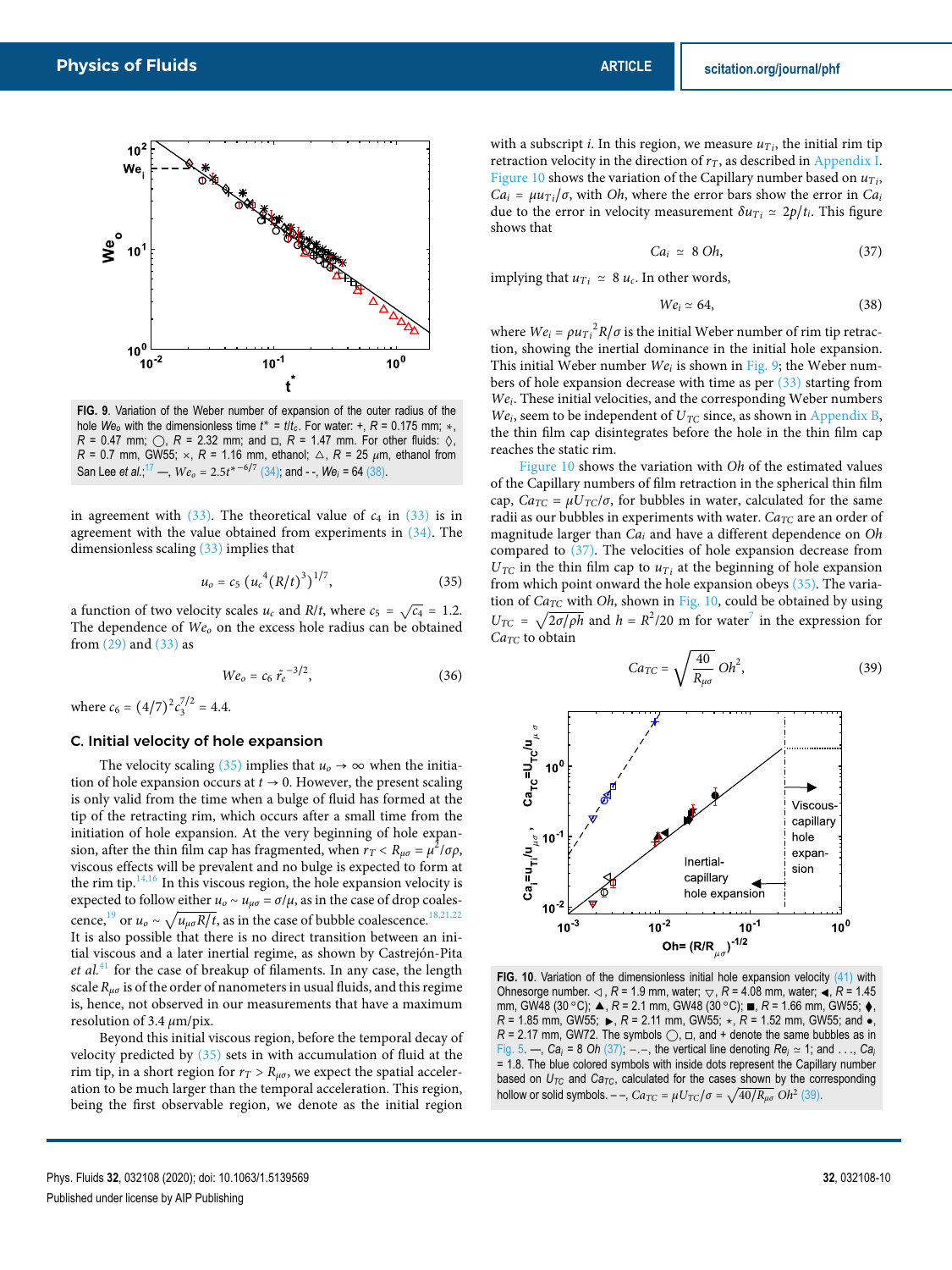FIG. 9. Variation of the Weber number of expansion of the outer radius of the hole $We_o$ with the dimensionless time $t^* = t/t_c$. For water: +, $R$ = 0.175 mm; ∗, $R$ = 0.47 mm; ◯, $R$ = 2.32 mm; and □, $R$ = 1.47 mm. For other fluids: ◊, $R$ = 0.7 mm, GW55; ×, $R$ = 1.16 mm, ethanol; △, $R$ = 25 μm, ethanol from San Lee *et al.*;[17] —, $We_o = 2.5t^{*-6/7}$ (34); and - -, $We_i$ = 64 (38).

in agreement with (33). The theoretical value of $c_4$ in (33) is in agreement with the value obtained from experiments in (34). The dimensionless scaling (33) implies that

$$u_o = c_5 \left(u_c^{\,4} (R/t)^3\right)^{1/7}, \tag{35}$$

a function of two velocity scales $u_c$ and $R/t$, where $c_5 = \sqrt{c_4} = 1.2$. The dependence of $We_o$ on the excess hole radius can be obtained from (29) and (33) as

$$We_o = c_6 \, \tilde{r}_e^{\,-3/2}, \tag{36}$$

where $c_6 = (4/7)^2 c_3^{7/2} = 4.4$.

### C. Initial velocity of hole expansion

The velocity scaling (35) implies that $u_o \to \infty$ when the initiation of hole expansion occurs at $t \to 0$. However, the present scaling is only valid from the time when a bulge of fluid has formed at the tip of the retracting rim, which occurs after a small time from the initiation of hole expansion. At the very beginning of hole expansion, after the thin film cap has fragmented, when $r_T < R_{\mu\sigma} = \mu^2/\sigma\rho$, viscous effects will be prevalent and no bulge is expected to form at the rim tip.[14,16] In this viscous region, the hole expansion velocity is expected to follow either $u_o \sim u_{\mu\sigma} = \sigma/\mu$, as in the case of drop coalescence,[19] or $u_o \sim \sqrt{u_{\mu\sigma} R/t}$, as in the case of bubble coalescence.[18,21,22] It is also possible that there is no direct transition between an initial viscous and a later inertial regime, as shown by Castrejón-Pita *et al.*[41] for the case of breakup of filaments. In any case, the length scale $R_{\mu\sigma}$ is of the order of nanometers in usual fluids, and this regime is, hence, not observed in our measurements that have a maximum resolution of 3.4 μm/pix.

Beyond this initial viscous region, before the temporal decay of velocity predicted by (35) sets in with accumulation of fluid at the rim tip, in a short region for $r_T > R_{\mu\sigma}$, we expect the spatial acceleration to be much larger than the temporal acceleration. This region, being the first observable region, we denote as the initial region with a subscript *i*. In this region, we measure $u_{T_i}$, the initial rim tip retraction velocity in the direction of $r_T$, as described in Appendix I. Figure 10 shows the variation of the Capillary number based on $u_{T_i}$, $Ca_i = \mu u_{T_i}/\sigma$, with $Oh$, where the error bars show the error in $Ca_i$ due to the error in velocity measurement $\delta u_{T_i} \simeq 2p/t_i$. This figure shows that

$$Ca_i \simeq 8\, Oh, \tag{37}$$

implying that $u_{T_i} \simeq 8\, u_c$. In other words,

$$We_i \simeq 64, \tag{38}$$

where $We_i = \rho u_{T_i}^{\,2} R/\sigma$ is the initial Weber number of rim tip retraction, showing the inertial dominance in the initial hole expansion. This initial Weber number $We_i$ is shown in Fig. 9; the Weber numbers of hole expansion decrease with time as per (33) starting from $We_i$. These initial velocities, and the corresponding Weber numbers $We_i$, seem to be independent of $U_{TC}$ since, as shown in Appendix B, the thin film cap disintegrates before the hole in the thin film cap reaches the static rim.

Figure 10 shows the variation with $Oh$ of the estimated values of the Capillary numbers of film retraction in the spherical thin film cap, $Ca_{TC} = \mu U_{TC}/\sigma$, for bubbles in water, calculated for the same radii as our bubbles in experiments with water. $Ca_{TC}$ are an order of magnitude larger than $Ca_i$ and have a different dependence on $Oh$ compared to (37). The velocities of hole expansion decrease from $U_{TC}$ in the thin film cap to $u_{T_i}$ at the beginning of hole expansion from which point onward the hole expansion obeys (35). The variation of $Ca_{TC}$ with $Oh$, shown in Fig. 10, could be obtained by using $U_{TC} = \sqrt{2\sigma/\rho h}$ and $h = R^2/20$ m for water[7] in the expression for $Ca_{TC}$ to obtain

$$Ca_{TC} = \sqrt{\frac{40}{R_{\mu\sigma}}}\, Oh^2, \tag{39}$$

FIG. 10. Variation of the dimensionless initial hole expansion velocity (41) with Ohnesorge number. ◁, $R$ = 1.9 mm, water; ▽, $R$ = 4.08 mm, water; ◀, $R$ = 1.45 mm, GW48 (30 °C); ▲, $R$ = 2.1 mm, GW48 (30 °C); ■, $R$ = 1.66 mm, GW55; ⧫, $R$ = 1.85 mm, GW55; ▶, $R$ = 2.11 mm, GW55; ⋆, $R$ = 1.52 mm, GW55; and ●, $R$ = 2.17 mm, GW72. The symbols ◯, □, and + denote the same bubbles as in Fig. 5. —, $Ca_i$ = 8 $Oh$ (37); –.–, the vertical line denoting $Re_i \simeq 1$; and . . ., $Ca_i$ = 1.8. The blue colored symbols with inside dots represent the Capillary number based on $U_{TC}$ and $Ca_{TC}$, calculated for the cases shown by the corresponding hollow or solid symbols. – –, $Ca_{TC} = \mu U_{TC}/\sigma = \sqrt{40/R_{\mu\sigma}}\, Oh^2$ (39).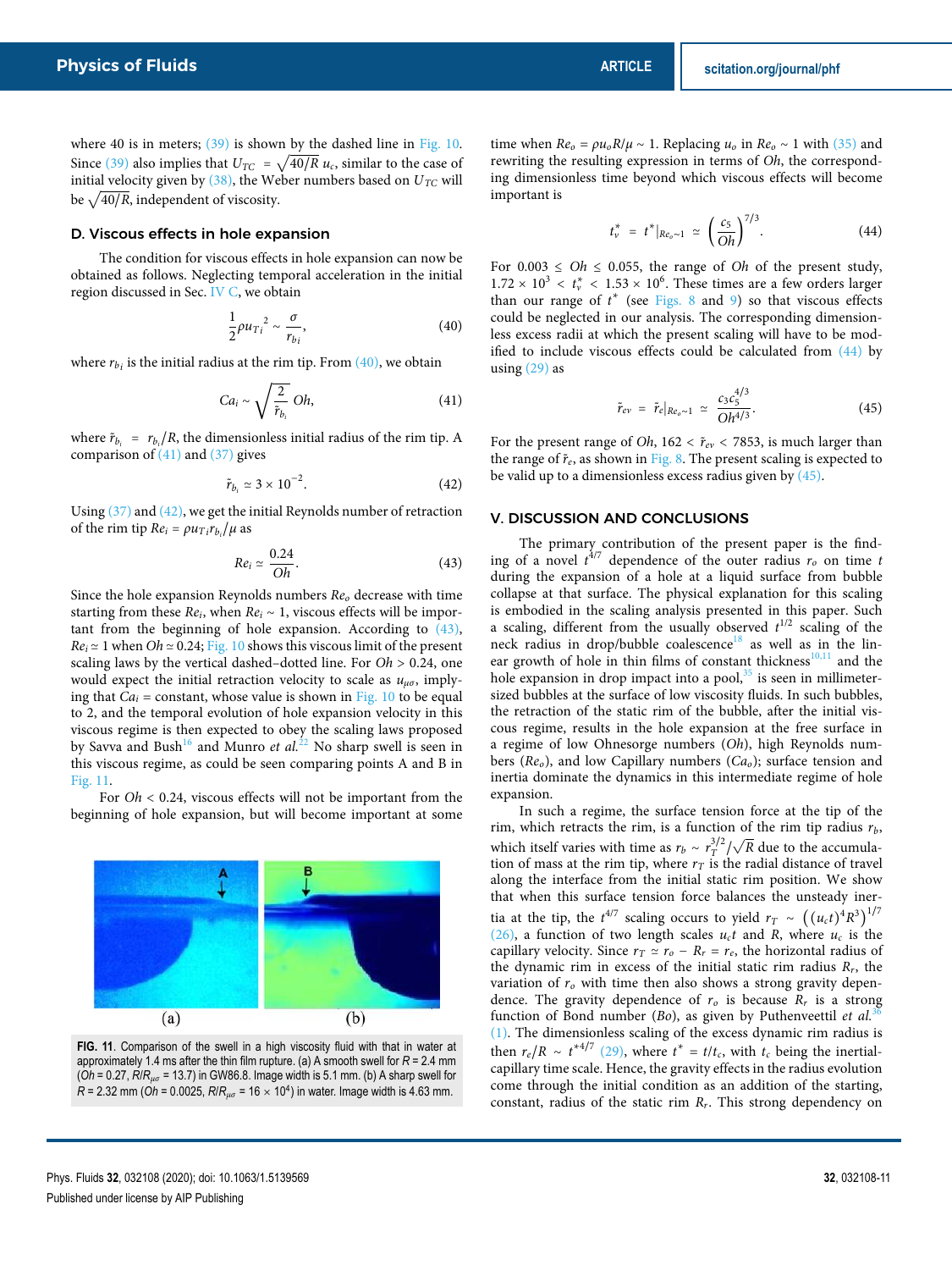where 40 is in meters; (39) is shown by the dashed line in Fig. 10. Since (39) also implies that $U_{TC} = \sqrt{40/R}\, u_c$, similar to the case of initial velocity given by (38), the Weber numbers based on $U_{TC}$ will be $\sqrt{40/R}$, independent of viscosity.

### D. Viscous effects in hole expansion

The condition for viscous effects in hole expansion can now be obtained as follows. Neglecting temporal acceleration in the initial region discussed in Sec. IV C, we obtain

$$\frac{1}{2}\rho {u_{T_i}}^2 \sim \frac{\sigma}{r_{b_i}}, \tag{40}$$

where $r_{b_i}$ is the initial radius at the rim tip. From (40), we obtain

$$Ca_i \sim \sqrt{\frac{2}{\tilde{r}_{b_i}}}\, Oh, \tag{41}$$

where $\tilde{r}_{b_i} = r_{b_i}/R$, the dimensionless initial radius of the rim tip. A comparison of (41) and (37) gives

$$\tilde{r}_{b_i} \simeq 3 \times 10^{-2}. \tag{42}$$

Using (37) and (42), we get the initial Reynolds number of retraction of the rim tip $Re_i = \rho u_{T_i} r_{b_i}/\mu$ as

$$Re_i \simeq \frac{0.24}{Oh}. \tag{43}$$

Since the hole expansion Reynolds numbers $Re_o$ decrease with time starting from these $Re_i$, when $Re_i \sim 1$, viscous effects will be important from the beginning of hole expansion. According to (43), $Re_i \simeq 1$ when $Oh \simeq 0.24$; Fig. 10 shows this viscous limit of the present scaling laws by the vertical dashed–dotted line. For $Oh > 0.24$, one would expect the initial retraction velocity to scale as $u_{\mu\sigma}$, implying that $Ca_i$ = constant, whose value is shown in Fig. 10 to be equal to 2, and the temporal evolution of hole expansion velocity in this viscous regime is then expected to obey the scaling laws proposed by Savva and Bush[16] and Munro *et al.*[22] No sharp swell is seen in this viscous regime, as could be seen comparing points A and B in Fig. 11.

For $Oh < 0.24$, viscous effects will not be important from the beginning of hole expansion, but will become important at some time when $Re_o = \rho u_o R/\mu \sim 1$. Replacing $u_o$ in $Re_o \sim 1$ with (35) and rewriting the resulting expression in terms of $Oh$, the corresponding dimensionless time beyond which viscous effects will become important is

$$t_v^* = t^*|_{Re_o \sim 1} \simeq \left(\frac{c_5}{Oh}\right)^{7/3}. \tag{44}$$

For $0.003 \leq Oh \leq 0.055$, the range of $Oh$ of the present study, $1.72 \times 10^3 < t_v^* < 1.53 \times 10^6$. These times are a few orders larger than our range of $t^*$ (see Figs. 8 and 9) so that viscous effects could be neglected in our analysis. The corresponding dimensionless excess radii at which the present scaling will have to be modified to include viscous effects could be calculated from (44) by using (29) as

$$\tilde{r}_{ev} = \tilde{r}_e|_{Re_o \sim 1} \simeq \frac{c_3 c_5^{4/3}}{Oh^{4/3}}. \tag{45}$$

For the present range of $Oh$, $162 < \tilde{r}_{ev} < 7853$, is much larger than the range of $\tilde{r}_e$, as shown in Fig. 8. The present scaling is expected to be valid up to a dimensionless excess radius given by (45).

FIG. 11. Comparison of the swell in a high viscosity fluid with that in water at approximately 1.4 ms after the thin film rupture. (a) A smooth swell for $R$ = 2.4 mm ($Oh$ = 0.27, $R/R_{\mu\sigma}$ = 13.7) in GW86.8. Image width is 5.1 mm. (b) A sharp swell for $R$ = 2.32 mm ($Oh$ = 0.0025, $R/R_{\mu\sigma}$ = $16 \times 10^4$) in water. Image width is 4.63 mm.

## V. DISCUSSION AND CONCLUSIONS

The primary contribution of the present paper is the finding of a novel $t^{4/7}$ dependence of the outer radius $r_o$ on time $t$ during the expansion of a hole at a liquid surface from bubble collapse at that surface. The physical explanation for this scaling is embodied in the scaling analysis presented in this paper. Such a scaling, different from the usually observed $t^{1/2}$ scaling of the neck radius in drop/bubble coalescence[18] as well as in the linear growth of hole in thin films of constant thickness[10,11] and the hole expansion in drop impact into a pool,[35] is seen in millimeter-sized bubbles at the surface of low viscosity fluids. In such bubbles, the retraction of the static rim of the bubble, after the initial viscous regime, results in the hole expansion at the free surface in a regime of low Ohnesorge numbers ($Oh$), high Reynolds numbers ($Re_o$), and low Capillary numbers ($Ca_o$); surface tension and inertia dominate the dynamics in this intermediate regime of hole expansion.

In such a regime, the surface tension force at the tip of the rim, which retracts the rim, is a function of the rim tip radius $r_b$, which itself varies with time as $r_b \sim r_T^{3/2}/\sqrt{R}$ due to the accumulation of mass at the rim tip, where $r_T$ is the radial distance of travel along the interface from the initial static rim position. We show that when this surface tension force balances the unsteady inertia at the tip, the $t^{4/7}$ scaling occurs to yield $r_T \sim \left((u_c t)^4 R^3\right)^{1/7}$ (26), a function of two length scales $u_c t$ and $R$, where $u_c$ is the capillary velocity. Since $r_T \simeq r_o - R_r = r_e$, the horizontal radius of the dynamic rim in excess of the initial static rim radius $R_r$, the variation of $r_o$ with time then also shows a strong gravity dependence. The gravity dependence of $r_o$ is because $R_r$ is a strong function of Bond number ($Bo$), as given by Puthenveettil *et al.*[36] (1). The dimensionless scaling of the excess dynamic rim radius is then $r_e/R \sim t^{*4/7}$ (29), where $t^* = t/t_c$, with $t_c$ being the inertial-capillary time scale. Hence, the gravity effects in the radius evolution come through the initial condition as an addition of the starting, constant, radius of the static rim $R_r$. This strong dependency on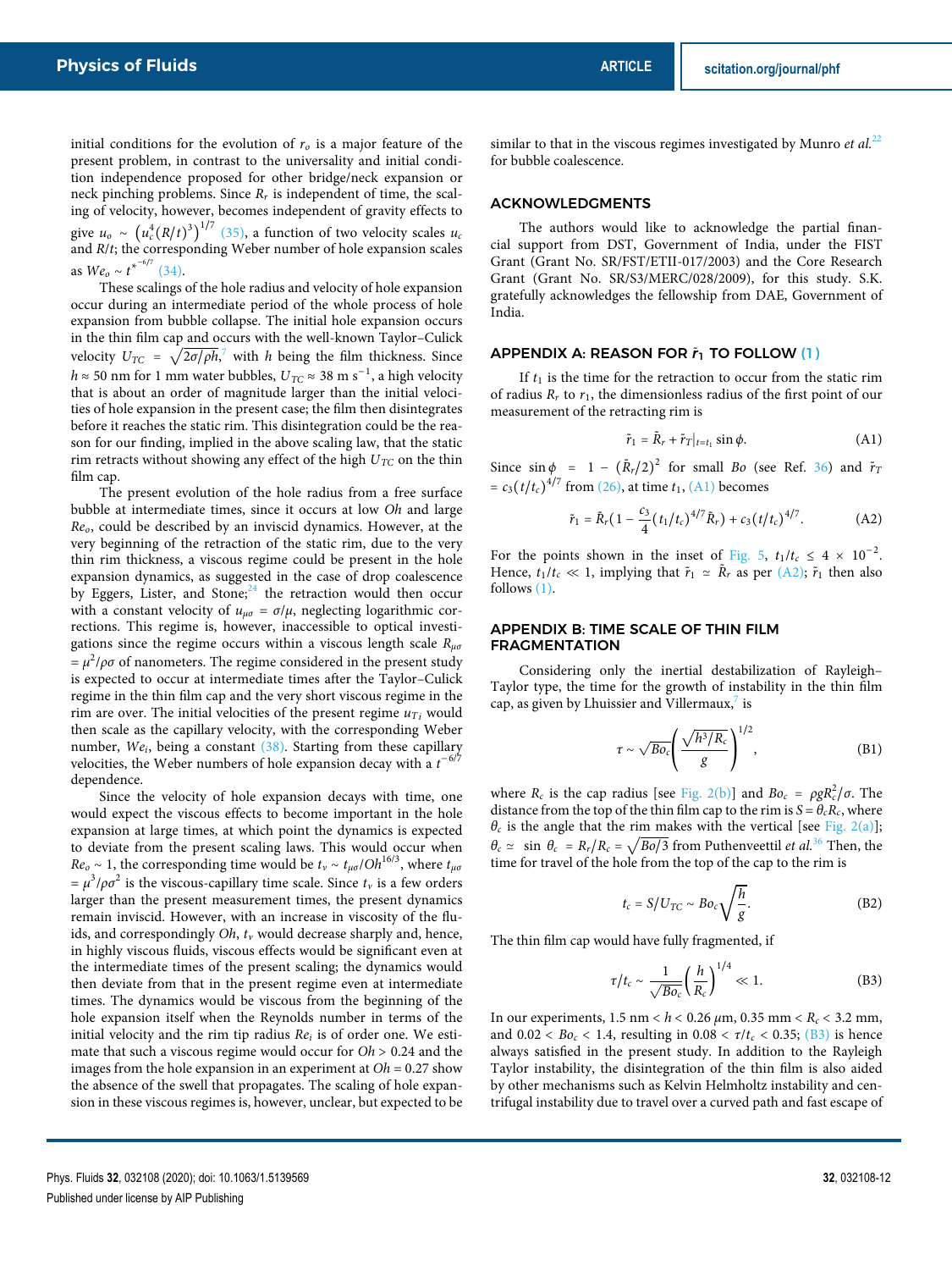initial conditions for the evolution of $r_o$ is a major feature of the present problem, in contrast to the universality and initial condition independence proposed for other bridge/neck expansion or neck pinching problems. Since $R_r$ is independent of time, the scaling of velocity, however, becomes independent of gravity effects to give $u_o \sim \left(u_c^4 (R/t)^3\right)^{1/7}$ (35), a function of two velocity scales $u_c$ and $R/t$; the corresponding Weber number of hole expansion scales as $We_o \sim t^{*^{-6/7}}$ (34).

These scalings of the hole radius and velocity of hole expansion occur during an intermediate period of the whole process of hole expansion from bubble collapse. The initial hole expansion occurs in the thin film cap and occurs with the well-known Taylor–Culick velocity $U_{TC} = \sqrt{2\sigma/\rho h}$,[7] with $h$ being the film thickness. Since $h \approx 50$ nm for 1 mm water bubbles, $U_{TC} \approx 38$ m s$^{-1}$, a high velocity that is about an order of magnitude larger than the initial velocities of hole expansion in the present case; the film then disintegrates before it reaches the static rim. This disintegration could be the reason for our finding, implied in the above scaling law, that the static rim retracts without showing any effect of the high $U_{TC}$ on the thin film cap.

The present evolution of the hole radius from a free surface bubble at intermediate times, since it occurs at low $Oh$ and large $Re_o$, could be described by an inviscid dynamics. However, at the very beginning of the retraction of the static rim, due to the very thin rim thickness, a viscous regime could be present in the hole expansion dynamics, as suggested in the case of drop coalescence by Eggers, Lister, and Stone;[24] the retraction would then occur with a constant velocity of $u_{\mu\sigma} = \sigma/\mu$, neglecting logarithmic corrections. This regime is, however, inaccessible to optical investigations since the regime occurs within a viscous length scale $R_{\mu\sigma} = \mu^2/\rho\sigma$ of nanometers. The regime considered in the present study is expected to occur at intermediate times after the Taylor–Culick regime in the thin film cap and the very short viscous regime in the rim are over. The initial velocities of the present regime $u_{Ti}$ would then scale as the capillary velocity, with the corresponding Weber number, $We_i$, being a constant (38). Starting from these capillary velocities, the Weber numbers of hole expansion decay with a $t^{-6/7}$ dependence.

Since the velocity of hole expansion decays with time, one would expect the viscous effects to become important in the hole expansion at large times, at which point the dynamics is expected to deviate from the present scaling laws. This would occur when $Re_o \sim 1$, the corresponding time would be $t_v \sim t_{\mu\sigma}/Oh^{16/3}$, where $t_{\mu\sigma} = \mu^3/\rho\sigma^2$ is the viscous-capillary time scale. Since $t_v$ is a few orders larger than the present measurement times, the present dynamics remain inviscid. However, with an increase in viscosity of the fluids, and correspondingly $Oh$, $t_v$ would decrease sharply and, hence, in highly viscous fluids, viscous effects would be significant even at the intermediate times of the present scaling; the dynamics would then deviate from that in the present regime even at intermediate times. The dynamics would be viscous from the beginning of the hole expansion itself when the Reynolds number in terms of the initial velocity and the rim tip radius $Re_i$ is of order one. We estimate that such a viscous regime would occur for $Oh > 0.24$ and the images from the hole expansion in an experiment at $Oh = 0.27$ show the absence of the swell that propagates. The scaling of hole expansion in these viscous regimes is, however, unclear, but expected to be similar to that in the viscous regimes investigated by Munro *et al.*[22] for bubble coalescence.

## ACKNOWLEDGMENTS

The authors would like to acknowledge the partial financial support from DST, Government of India, under the FIST Grant (Grant No. SR/FST/ETII-017/2003) and the Core Research Grant (Grant No. SR/S3/MERC/028/2009), for this study. S.K. gratefully acknowledges the fellowship from DAE, Government of India.

## APPENDIX A: REASON FOR $\tilde{r}_1$ TO FOLLOW (1)

If $t_1$ is the time for the retraction to occur from the static rim of radius $R_r$ to $r_1$, the dimensionless radius of the first point of our measurement of the retracting rim is

$$\tilde{r}_1 = \tilde{R}_r + \tilde{r}_T|_{t=t_1} \sin\phi. \tag{A1}$$

Since $\sin\phi = 1 - (\tilde{R}_r/2)^2$ for small $Bo$ (see Ref. 36) and $\tilde{r}_T = c_3(t/t_c)^{4/7}$ from (26), at time $t_1$, (A1) becomes

$$\tilde{r}_1 = \tilde{R}_r\left(1 - \frac{c_3}{4}(t_1/t_c)^{4/7}\tilde{R}_r\right) + c_3(t_1/t_c)^{4/7}. \tag{A2}$$

For the points shown in the inset of Fig. 5, $t_1/t_c \leq 4 \times 10^{-2}$. Hence, $t_1/t_c \ll 1$, implying that $\tilde{r}_1 \simeq \tilde{R}_r$ as per (A2); $\tilde{r}_1$ then also follows (1).

## APPENDIX B: TIME SCALE OF THIN FILM FRAGMENTATION

Considering only the inertial destabilization of Rayleigh–Taylor type, the time for the growth of instability in the thin film cap, as given by Lhuissier and Villermaux,[7] is

$$\tau \sim \sqrt{Bo_c}\left(\frac{\sqrt{h^3/R_c}}{g}\right)^{1/2}, \tag{B1}$$

where $R_c$ is the cap radius [see Fig. 2(b)] and $Bo_c = \rho g R_c^2/\sigma$. The distance from the top of the thin film cap to the rim is $S = \theta_c R_c$, where $\theta_c$ is the angle that the rim makes with the vertical [see Fig. 2(a)]; $\theta_c \simeq \sin\theta_c = R_r/R_c = \sqrt{Bo/3}$ from Puthenveettil *et al.*[36] Then, the time for travel of the hole from the top of the cap to the rim is

$$t_c = S/U_{TC} \sim Bo_c\sqrt{\frac{h}{g}}. \tag{B2}$$

The thin film cap would have fully fragmented, if

$$\tau/t_c \sim \frac{1}{\sqrt{Bo_c}}\left(\frac{h}{R_c}\right)^{1/4} \ll 1. \tag{B3}$$

In our experiments, 1.5 nm $< h <$ 0.26 $\mu$m, 0.35 mm $< R_c <$ 3.2 mm, and $0.02 < Bo_c < 1.4$, resulting in $0.08 < \tau/t_c < 0.35$; (B3) is hence always satisfied in the present study. In addition to the Rayleigh Taylor instability, the disintegration of the thin film is also aided by other mechanisms such as Kelvin Helmholtz instability and centrifugal instability due to travel over a curved path and fast escape of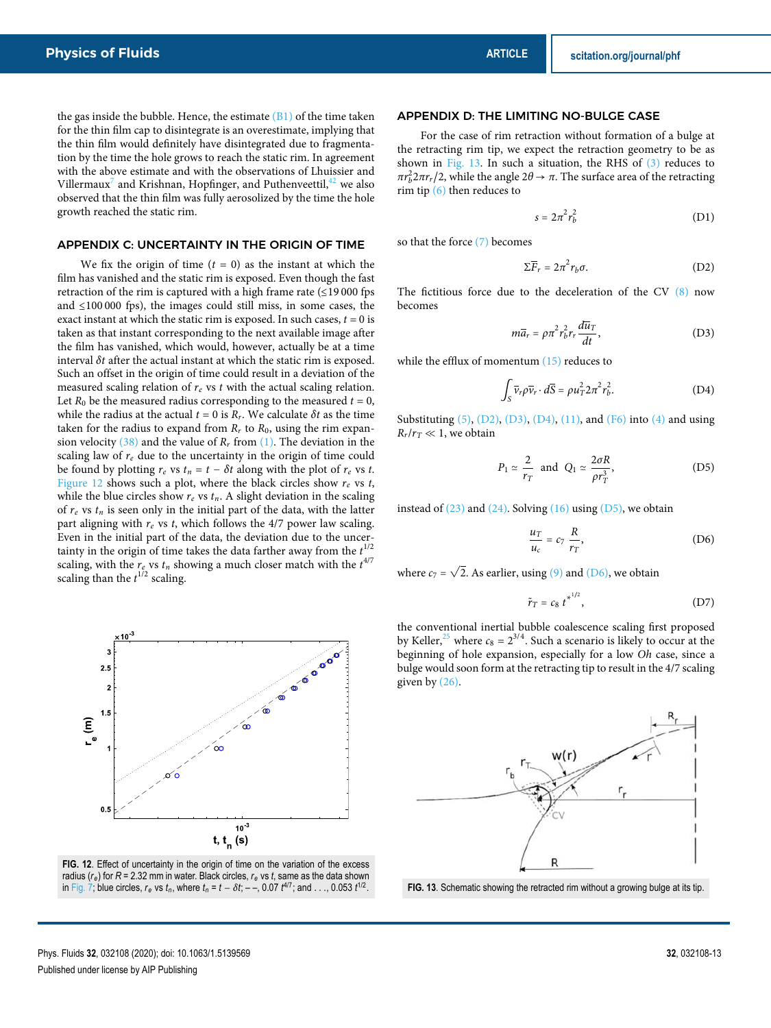the gas inside the bubble. Hence, the estimate (B1) of the time taken for the thin film cap to disintegrate is an overestimate, implying that the thin film would definitely have disintegrated due to fragmentation by the time the hole grows to reach the static rim. In agreement with the above estimate and with the observations of Lhuissier and Villermaux[7] and Krishnan, Hopfinger, and Puthenveettil,[42] we also observed that the thin film was fully aerosolized by the time the hole growth reached the static rim.

## APPENDIX C: UNCERTAINTY IN THE ORIGIN OF TIME

We fix the origin of time ($t = 0$) as the instant at which the film has vanished and the static rim is exposed. Even though the fast retraction of the rim is captured with a high frame rate (≤19 000 fps and ≤100 000 fps), the images could still miss, in some cases, the exact instant at which the static rim is exposed. In such cases, $t = 0$ is taken as that instant corresponding to the next available image after the film has vanished, which would, however, actually be at a time interval $\delta t$ after the actual instant at which the static rim is exposed. Such an offset in the origin of time could result in a deviation of the measured scaling relation of $r_e$ vs $t$ with the actual scaling relation. Let $R_0$ be the measured radius corresponding to the measured $t = 0$, while the radius at the actual $t = 0$ is $R_r$. We calculate $\delta t$ as the time taken for the radius to expand from $R_r$ to $R_0$, using the rim expansion velocity (38) and the value of $R_r$ from (1). The deviation in the scaling law of $r_e$ due to the uncertainty in the origin of time could be found by plotting $r_e$ vs $t_n = t - \delta t$ along with the plot of $r_e$ vs $t$. Figure 12 shows such a plot, where the black circles show $r_e$ vs $t$, while the blue circles show $r_e$ vs $t_n$. A slight deviation in the scaling of $r_e$ vs $t_n$ is seen only in the initial part of the data, with the latter part aligning with $r_e$ vs $t$, which follows the 4/7 power law scaling. Even in the initial part of the data, the deviation due to the uncertainty in the origin of time takes the data farther away from the $t^{1/2}$ scaling, with the $r_e$ vs $t_n$ showing a much closer match with the $t^{4/7}$ scaling than the $t^{1/2}$ scaling.

FIG. 12. Effect of uncertainty in the origin of time on the variation of the excess radius ($r_e$) for $R = 2.32$ mm in water. Black circles, $r_e$ vs $t$, same as the data shown in Fig. 7; blue circles, $r_e$ vs $t_n$, where $t_n = t - \delta t$; – –, $0.07\, t^{4/7}$; and . . ., $0.053\, t^{1/2}$.

## APPENDIX D: THE LIMITING NO-BULGE CASE

For the case of rim retraction without formation of a bulge at the retracting rim tip, we expect the retraction geometry to be as shown in Fig. 13. In such a situation, the RHS of (3) reduces to $\pi r_b^2 2\pi r_r/2$, while the angle $2\theta \to \pi$. The surface area of the retracting rim tip (6) then reduces to

$$s = 2\pi^2 r_b^2 \tag{D1}$$

so that the force (7) becomes

$$\Sigma \bar{F}_r = 2\pi^2 r_b \sigma. \tag{D2}$$

The fictitious force due to the deceleration of the CV (8) now becomes

$$m\bar{a}_r = \rho\pi^2 r_b^2 r_r \frac{d\bar{u}_T}{dt}, \tag{D3}$$

while the efflux of momentum (15) reduces to

$$\int_S \bar{v}_r \rho \bar{v}_r \cdot d\bar{S} = \rho u_T^2 2\pi^2 r_b^2. \tag{D4}$$

Substituting (5), (D2), (D3), (D4), (11), and (F6) into (4) and using $R_r/r_T \ll 1$, we obtain

$$P_1 \simeq \frac{2}{r_T} \quad \text{and} \quad Q_1 \simeq \frac{2\sigma R}{\rho r_T^3}, \tag{D5}$$

instead of (23) and (24). Solving (16) using (D5), we obtain

$$\frac{u_T}{u_c} = c_7 \frac{R}{r_T}, \tag{D6}$$

where $c_7 = \sqrt{2}$. As earlier, using (9) and (D6), we obtain

$$\tilde{r}_T = c_8\, {t^*}^{1/2}, \tag{D7}$$

the conventional inertial bubble coalescence scaling first proposed by Keller,[25] where $c_8 = 2^{3/4}$. Such a scenario is likely to occur at the beginning of hole expansion, especially for a low $Oh$ case, since a bulge would soon form at the retracting tip to result in the 4/7 scaling given by (26).

FIG. 13. Schematic showing the retracted rim without a growing bulge at its tip.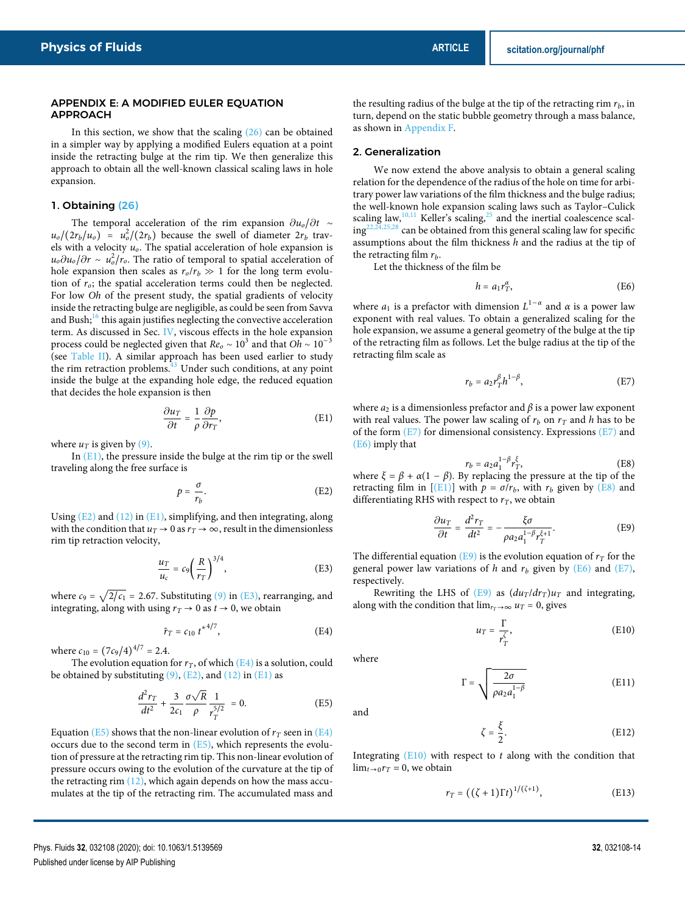## APPENDIX E: A MODIFIED EULER EQUATION APPROACH

In this section, we show that the scaling (26) can be obtained in a simpler way by applying a modified Eulers equation at a point inside the retracting bulge at the rim tip. We then generalize this approach to obtain all the well-known classical scaling laws in hole expansion.

### 1. Obtaining (26)

The temporal acceleration of the rim expansion $\partial u_o/\partial t \sim u_o/(2r_b/u_o) = u_o^2/(2r_b)$ because the swell of diameter $2r_b$ travels with a velocity $u_o$. The spatial acceleration of hole expansion is $u_o\partial u_o/\partial r \sim u_o^2/r_o$. The ratio of temporal to spatial acceleration of hole expansion then scales as $r_o/r_b \gg 1$ for the long term evolution of $r_o$; the spatial acceleration terms could then be neglected. For low $Oh$ of the present study, the spatial gradients of velocity inside the retracting bulge are negligible, as could be seen from Savva and Bush;[16] this again justifies neglecting the convective acceleration term. As discussed in Sec. IV, viscous effects in the hole expansion process could be neglected given that $Re_o \sim 10^3$ and that $Oh \sim 10^{-3}$ (see Table II). A similar approach has been used earlier to study the rim retraction problems.[43] Under such conditions, at any point inside the bulge at the expanding hole edge, the reduced equation that decides the hole expansion is then

$$\frac{\partial u_T}{\partial t} = \frac{1}{\rho}\frac{\partial p}{\partial r_T}, \tag{E1}$$

where $u_T$ is given by (9).

In (E1), the pressure inside the bulge at the rim tip or the swell traveling along the free surface is

$$p = \frac{\sigma}{r_b}. \tag{E2}$$

Using (E2) and (12) in (E1), simplifying, and then integrating, along with the condition that $u_T \to 0$ as $r_T \to \infty$, result in the dimensionless rim tip retraction velocity,

$$\frac{u_T}{u_c} = c_9\left(\frac{R}{r_T}\right)^{3/4}, \tag{E3}$$

where $c_9 = \sqrt{2/c_1} = 2.67$. Substituting (9) in (E3), rearranging, and integrating, along with using $r_T \to 0$ as $t \to 0$, we obtain

$$\tilde{r}_T = c_{10}\, t^{*4/7}, \tag{E4}$$

where $c_{10} = (7c_9/4)^{4/7} = 2.4$.

The evolution equation for $r_T$, of which (E4) is a solution, could be obtained by substituting (9), (E2), and (12) in (E1) as

$$\frac{d^2 r_T}{dt^2} + \frac{3}{2c_1}\frac{\sigma\sqrt{R}}{\rho}\frac{1}{r_T^{5/2}} = 0. \tag{E5}$$

Equation (E5) shows that the non-linear evolution of $r_T$ seen in (E4) occurs due to the second term in (E5), which represents the evolution of pressure at the retracting rim tip. This non-linear evolution of pressure occurs owing to the evolution of the curvature at the tip of the retracting rim (12), which again depends on how the mass accumulates at the tip of the retracting rim. The accumulated mass and the resulting radius of the bulge at the tip of the retracting rim $r_b$, in turn, depend on the static bubble geometry through a mass balance, as shown in Appendix F.

### 2. Generalization

We now extend the above analysis to obtain a general scaling relation for the dependence of the radius of the hole on time for arbitrary power law variations of the film thickness and the bulge radius; the well-known hole expansion scaling laws such as Taylor–Culick scaling law,[10,11] Keller's scaling,[25] and the inertial coalescence scaling[22,24,25,28] can be obtained from this general scaling law for specific assumptions about the film thickness $h$ and the radius at the tip of the retracting film $r_b$.

Let the thickness of the film be

$$h = a_1 r_T^{\alpha}, \tag{E6}$$

where $a_1$ is a prefactor with dimension $L^{1-\alpha}$ and $\alpha$ is a power law exponent with real values. To obtain a generalized scaling for the hole expansion, we assume a general geometry of the bulge at the tip of the retracting film as follows. Let the bulge radius at the tip of the retracting film scale as

$$r_b = a_2 r_T^{\beta} h^{1-\beta}, \tag{E7}$$

where $a_2$ is a dimensionless prefactor and $\beta$ is a power law exponent with real values. The power law scaling of $r_b$ on $r_T$ and $h$ has to be of the form (E7) for dimensional consistency. Expressions (E7) and (E6) imply that

$$r_b = a_2 a_1^{1-\beta} r_T^{\xi}, \tag{E8}$$

where $\xi = \beta + \alpha(1-\beta)$. By replacing the pressure at the tip of the retracting film in [(E1)] with $p = \sigma/r_b$, with $r_b$ given by (E8) and differentiating RHS with respect to $r_T$, we obtain

$$\frac{\partial u_T}{\partial t} = \frac{d^2 r_T}{dt^2} = -\frac{\xi\sigma}{\rho a_2 a_1^{1-\beta} r_T^{\xi+1}}. \tag{E9}$$

The differential equation (E9) is the evolution equation of $r_T$ for the general power law variations of $h$ and $r_b$ given by (E6) and (E7), respectively.

Rewriting the LHS of (E9) as $(du_T/dr_T)u_T$ and integrating, along with the condition that $\lim_{r_T\to\infty} u_T = 0$, gives

$$u_T = \frac{\Gamma}{r_T^{\zeta}}, \tag{E10}$$

where

$$\Gamma = \sqrt{\frac{2\sigma}{\rho a_2 a_1^{1-\beta}}} \tag{E11}$$

and

$$\zeta = \frac{\xi}{2}. \tag{E12}$$

Integrating (E10) with respect to $t$ along with the condition that $\lim_{t\to 0} r_T = 0$, we obtain

$$r_T = \left((\zeta+1)\Gamma t\right)^{1/(\zeta+1)}, \tag{E13}$$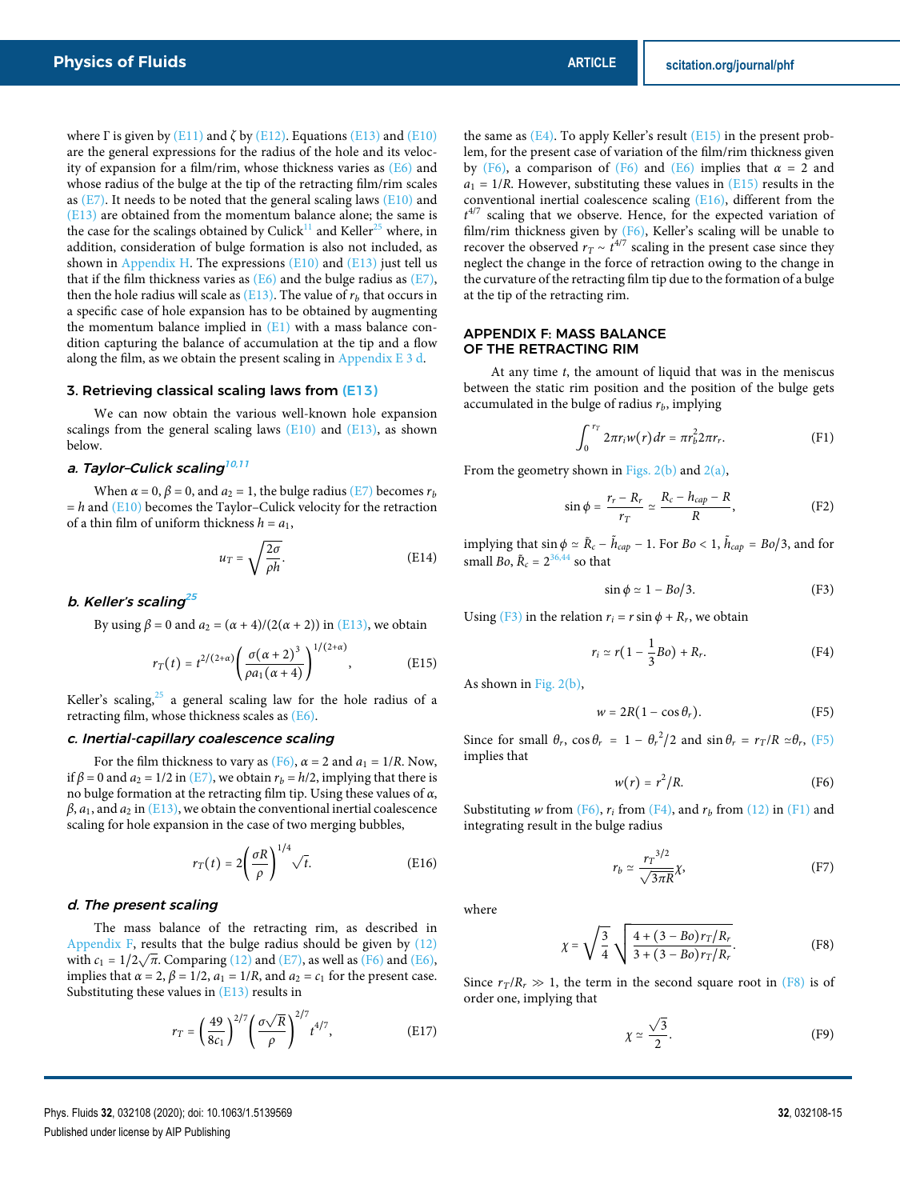where Γ is given by (E11) and $\zeta$ by (E12). Equations (E13) and (E10) are the general expressions for the radius of the hole and its velocity of expansion for a film/rim, whose thickness varies as (E6) and whose radius of the bulge at the tip of the retracting film/rim scales as (E7). It needs to be noted that the general scaling laws (E10) and (E13) are obtained from the momentum balance alone; the same is the case for the scalings obtained by Culick[11] and Keller[25] where, in addition, consideration of bulge formation is also not included, as shown in Appendix H. The expressions (E10) and (E13) just tell us that if the film thickness varies as (E6) and the bulge radius as (E7), then the hole radius will scale as (E13). The value of $r_b$ that occurs in a specific case of hole expansion has to be obtained by augmenting the momentum balance implied in (E1) with a mass balance condition capturing the balance of accumulation at the tip and a flow along the film, as we obtain the present scaling in Appendix E 3 d.

### 3. Retrieving classical scaling laws from (E13)

We can now obtain the various well-known hole expansion scalings from the general scaling laws (E10) and (E13), as shown below.

#### *a. Taylor–Culick scaling*[10,11]

When $\alpha = 0$, $\beta = 0$, and $a_2 = 1$, the bulge radius (E7) becomes $r_b = h$ and (E10) becomes the Taylor–Culick velocity for the retraction of a thin film of uniform thickness $h = a_1$,

$$u_T = \sqrt{\frac{2\sigma}{\rho h}}. \tag{E14}$$

#### *b. Keller's scaling*[25]

By using $\beta = 0$ and $a_2 = (\alpha + 4)/(2(\alpha + 2))$ in (E13), we obtain

$$r_T(t) = t^{2/(2+\alpha)}\left(\frac{\sigma(\alpha+2)^3}{\rho a_1(\alpha+4)}\right)^{1/(2+\alpha)}, \tag{E15}$$

Keller's scaling,[25] a general scaling law for the hole radius of a retracting film, whose thickness scales as (E6).

#### *c. Inertial-capillary coalescence scaling*

For the film thickness to vary as (E6), $\alpha = 2$ and $a_1 = 1/R$. Now, if $\beta = 0$ and $a_2 = 1/2$ in (E7), we obtain $r_b = h/2$, implying that there is no bulge formation at the retracting film tip. Using these values of $\alpha$, $\beta$, $a_1$, and $a_2$ in (E13), we obtain the conventional inertial coalescence scaling for hole expansion in the case of two merging bubbles,

$$r_T(t) = 2\left(\frac{\sigma R}{\rho}\right)^{1/4}\sqrt{t}. \tag{E16}$$

#### *d. The present scaling*

The mass balance of the retracting rim, as described in Appendix F, results that the bulge radius should be given by (12) with $c_1 = 1/2\sqrt{\pi}$. Comparing (12) and (E7), as well as (F6) and (E6), implies that $\alpha = 2$, $\beta = 1/2$, $a_1 = 1/R$, and $a_2 = c_1$ for the present case. Substituting these values in (E13) results in

$$r_T = \left(\frac{49}{8c_1}\right)^{2/7}\left(\frac{\sigma\sqrt{R}}{\rho}\right)^{2/7} t^{4/7}, \tag{E17}$$

the same as (E4). To apply Keller's result (E15) in the present problem, for the present case of variation of the film/rim thickness given by (F6), a comparison of (F6) and (E6) implies that $\alpha = 2$ and $a_1 = 1/R$. However, substituting these values in (E15) results in the conventional inertial coalescence scaling (E16), different from the $t^{4/7}$ scaling that we observe. Hence, for the expected variation of film/rim thickness given by (F6), Keller's scaling will be unable to recover the observed $r_T \sim t^{4/7}$ scaling in the present case since they neglect the change in the force of retraction owing to the change in the curvature of the retracting film tip due to the formation of a bulge at the tip of the retracting rim.

## APPENDIX F: MASS BALANCE OF THE RETRACTING RIM

At any time $t$, the amount of liquid that was in the meniscus between the static rim position and the position of the bulge gets accumulated in the bulge of radius $r_b$, implying

$$\int_0^{r_T} 2\pi r_i w(r)\,dr = \pi r_b^2 2\pi r_r. \tag{F1}$$

From the geometry shown in Figs. 2(b) and 2(a),

$$\sin\phi = \frac{r_r - R_r}{r_T} \simeq \frac{R_c - h_{cap} - R}{R}, \tag{F2}$$

implying that $\sin\phi \simeq \tilde{R}_c - \tilde{h}_{cap} - 1$. For $Bo < 1$, $\tilde{h}_{cap} = Bo/3$, and for small $Bo$, $\tilde{R}_c = 2$[36,44] so that

$$\sin\phi \simeq 1 - Bo/3. \tag{F3}$$

Using (F3) in the relation $r_i = r\sin\phi + R_r$, we obtain

$$r_i \simeq r\left(1 - \frac{1}{3}Bo\right) + R_r. \tag{F4}$$

As shown in Fig. 2(b),

$$w = 2R(1 - \cos\theta_r). \tag{F5}$$

Since for small $\theta_r$, $\cos\theta_r = 1 - \theta_r^2/2$ and $\sin\theta_r = r_T/R \simeq \theta_r$, (F5) implies that

$$w(r) = r^2/R. \tag{F6}$$

Substituting $w$ from (F6), $r_i$ from (F4), and $r_b$ from (12) in (F1) and integrating result in the bulge radius

$$r_b \simeq \frac{{r_T}^{3/2}}{\sqrt{3\pi R}}\chi, \tag{F7}$$

where

$$\chi = \sqrt{\frac{3}{4}}\sqrt{\frac{4 + (3 - Bo)r_T/R_r}{3 + (3 - Bo)r_T/R_r}}. \tag{F8}$$

Since $r_T/R_r \gg 1$, the term in the second square root in (F8) is of order one, implying that

$$\chi \simeq \frac{\sqrt{3}}{2}. \tag{F9}$$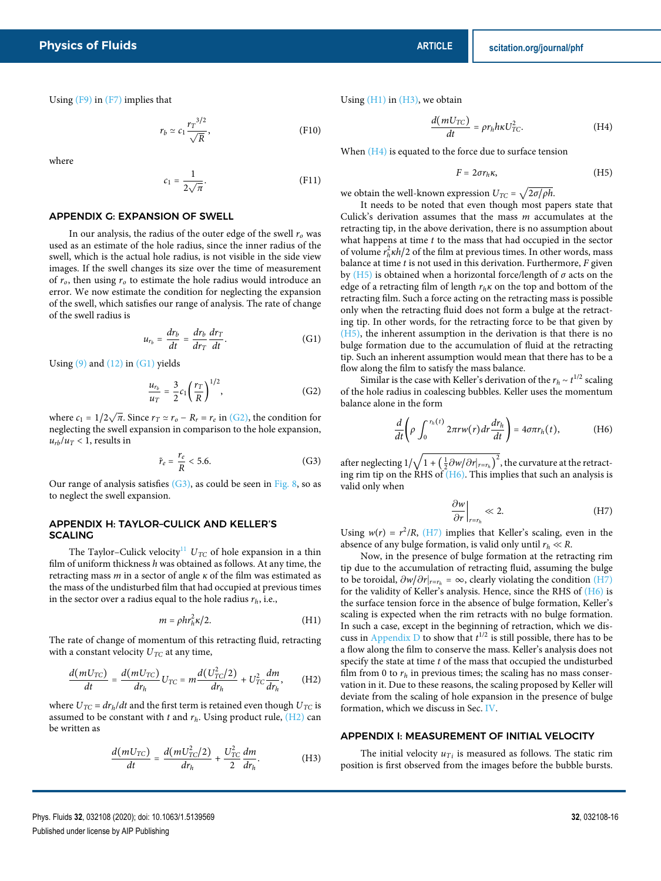Using (F9) in (F7) implies that

$$r_b \simeq c_1 \frac{{r_T}^{3/2}}{\sqrt{R}}, \tag{F10}$$

where

$$c_1 = \frac{1}{2\sqrt{\pi}}. \tag{F11}$$

## APPENDIX G: EXPANSION OF SWELL

In our analysis, the radius of the outer edge of the swell $r_o$ was used as an estimate of the hole radius, since the inner radius of the swell, which is the actual hole radius, is not visible in the side view images. If the swell changes its size over the time of measurement of $r_o$, then using $r_o$ to estimate the hole radius would introduce an error. We now estimate the condition for neglecting the expansion of the swell, which satisfies our range of analysis. The rate of change of the swell radius is

$$u_{r_b} = \frac{dr_b}{dt} = \frac{dr_b}{dr_T}\frac{dr_T}{dt}. \tag{G1}$$

Using (9) and (12) in (G1) yields

$$\frac{u_{r_b}}{u_T} = \frac{3}{2}c_1\left(\frac{r_T}{R}\right)^{1/2}, \tag{G2}$$

where $c_1 = 1/2\sqrt{\pi}$. Since $r_T \simeq r_o - R_r = r_e$ in (G2), the condition for neglecting the swell expansion in comparison to the hole expansion, $u_{rb}/u_T < 1$, results in

$$\tilde{r}_e = \frac{r_e}{R} < 5.6. \tag{G3}$$

Our range of analysis satisfies (G3), as could be seen in Fig. 8, so as to neglect the swell expansion.

## APPENDIX H: TAYLOR–CULICK AND KELLER'S SCALING

The Taylor–Culick velocity[11] $U_{TC}$ of hole expansion in a thin film of uniform thickness $h$ was obtained as follows. At any time, the retracting mass $m$ in a sector of angle $\kappa$ of the film was estimated as the mass of the undisturbed film that had occupied at previous times in the sector over a radius equal to the hole radius $r_h$, i.e.,

$$m = \rho h r_h^2 \kappa/2. \tag{H1}$$

The rate of change of momentum of this retracting fluid, retracting with a constant velocity $U_{TC}$ at any time,

$$\frac{d(mU_{TC})}{dt} = \frac{d(mU_{TC})}{dr_h}U_{TC} = m\frac{d(U_{TC}^2/2)}{dr_h} + U_{TC}^2\frac{dm}{dr_h}, \tag{H2}$$

where $U_{TC} = dr_h/dt$ and the first term is retained even though $U_{TC}$ is assumed to be constant with $t$ and $r_h$. Using product rule, (H2) can be written as

$$\frac{d(mU_{TC})}{dt} = \frac{d(mU_{TC}^2/2)}{dr_h} + \frac{U_{TC}^2}{2}\frac{dm}{dr_h}. \tag{H3}$$

Using (H1) in (H3), we obtain

$$\frac{d(mU_{TC})}{dt} = \rho r_h h \kappa U_{TC}^2. \tag{H4}$$

When (H4) is equated to the force due to surface tension

$$F = 2\sigma r_h \kappa, \tag{H5}$$

we obtain the well-known expression $U_{TC} = \sqrt{2\sigma/\rho h}$.

It needs to be noted that even though most papers state that Culick's derivation assumes that the mass $m$ accumulates at the retracting tip, in the above derivation, there is no assumption about what happens at time $t$ to the mass that had occupied in the sector of volume $r_h^2 \kappa h/2$ of the film at previous times. In other words, mass balance at time $t$ is not used in this derivation. Furthermore, $F$ given by (H5) is obtained when a horizontal force/length of $\sigma$ acts on the edge of a retracting film of length $r_h\kappa$ on the top and bottom of the retracting film. Such a force acting on the retracting mass is possible only when the retracting fluid does not form a bulge at the retracting tip. In other words, for the retracting force to be that given by (H5), the inherent assumption in the derivation is that there is no bulge formation due to the accumulation of fluid at the retracting tip. Such an inherent assumption would mean that there has to be a flow along the film to satisfy the mass balance.

Similar is the case with Keller's derivation of the $r_h \sim t^{1/2}$ scaling of the hole radius in coalescing bubbles. Keller uses the momentum balance alone in the form

$$\frac{d}{dt}\left(\rho\int_0^{r_h(t)} 2\pi r w(r)\, dr \frac{dr_h}{dt}\right) = 4\sigma\pi r_h(t), \tag{H6}$$

after neglecting $1/\sqrt{1 + \left(\frac{1}{2}\partial w/\partial r|_{r=r_h}\right)^2}$, the curvature at the retracting rim tip on the RHS of (H6). This implies that such an analysis is valid only when

$$\left.\frac{\partial w}{\partial r}\right|_{r=r_h} \ll 2. \tag{H7}$$

Using $w(r) = r^2/R$, (H7) implies that Keller's scaling, even in the absence of any bulge formation, is valid only until $r_h \ll R$.

Now, in the presence of bulge formation at the retracting rim tip due to the accumulation of retracting fluid, assuming the bulge to be toroidal, $\partial w/\partial r|_{r=r_h} = \infty$, clearly violating the condition (H7) for the validity of Keller's analysis. Hence, since the RHS of (H6) is the surface tension force in the absence of bulge formation, Keller's scaling is expected when the rim retracts with no bulge formation. In such a case, except in the beginning of retraction, which we discuss in Appendix D to show that $t^{1/2}$ is still possible, there has to be a flow along the film to conserve the mass. Keller's analysis does not specify the state at time $t$ of the mass that occupied the undisturbed film from 0 to $r_h$ in previous times; the scaling has no mass conservation in it. Due to these reasons, the scaling proposed by Keller will deviate from the scaling of hole expansion in the presence of bulge formation, which we discuss in Sec. IV.

## APPENDIX I: MEASUREMENT OF INITIAL VELOCITY

The initial velocity $u_{Ti}$ is measured as follows. The static rim position is first observed from the images before the bubble bursts.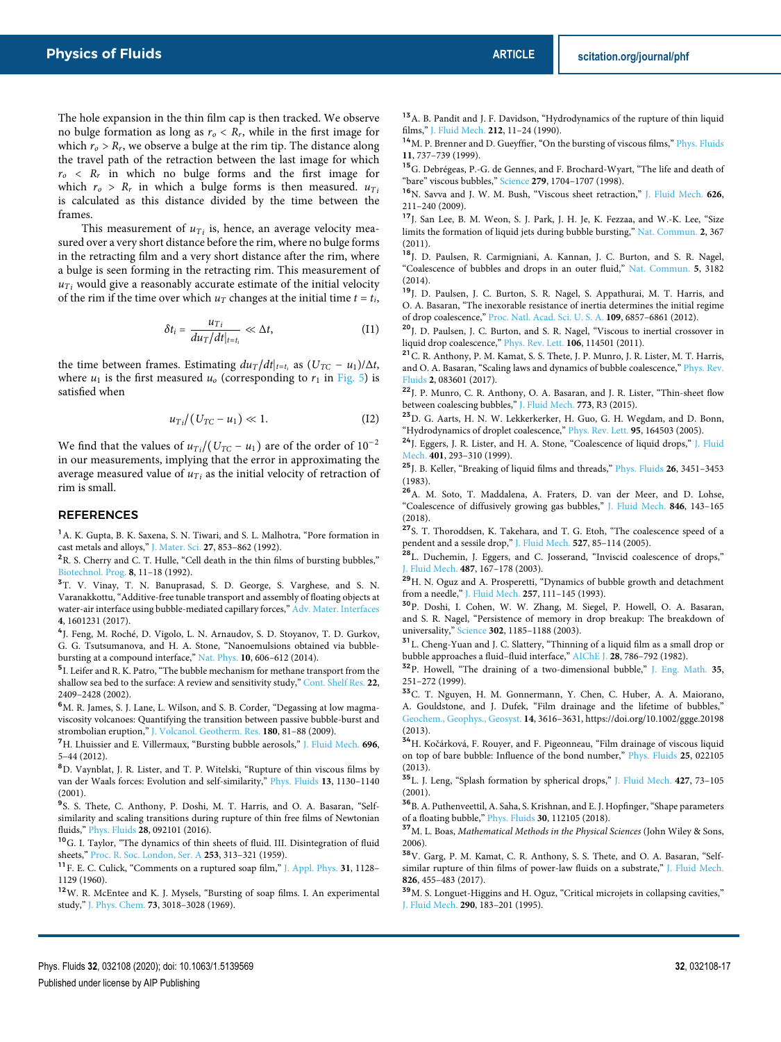The hole expansion in the thin film cap is then tracked. We observe no bulge formation as long as $r_o < R_r$, while in the first image for which $r_o > R_r$, we observe a bulge at the rim tip. The distance along the travel path of the retraction between the last image for which $r_o < R_r$ in which no bulge forms and the first image for which $r_o > R_r$ in which a bulge forms is then measured. $u_{Ti}$ is calculated as this distance divided by the time between the frames.

This measurement of $u_{Ti}$ is, hence, an average velocity measured over a very short distance before the rim, where no bulge forms in the retracting film and a very short distance after the rim, where a bulge is seen forming in the retracting rim. This measurement of $u_{Ti}$ would give a reasonably accurate estimate of the initial velocity of the rim if the time over which $u_T$ changes at the initial time $t = t_i$,

$$\delta t_i = \frac{u_{Ti}}{du_T/dt|_{t=t_i}} \ll \Delta t, \tag{I1}$$

the time between frames. Estimating $du_T/dt|_{t=t_i}$ as $(U_{TC} - u_1)/\Delta t$, where $u_1$ is the first measured $u_o$ (corresponding to $r_1$ in Fig. 5) is satisfied when

$$u_{Ti}/(U_{TC} - u_1) \ll 1. \tag{I2}$$

We find that the values of $u_{Ti}/(U_{TC} - u_1)$ are of the order of $10^{-2}$ in our measurements, implying that the error in approximating the average measured value of $u_{Ti}$ as the initial velocity of retraction of rim is small.

## REFERENCES

[1] A. K. Gupta, B. K. Saxena, S. N. Tiwari, and S. L. Malhotra, "Pore formation in cast metals and alloys," J. Mater. Sci. **27**, 853–862 (1992).

[2] R. S. Cherry and C. T. Hulle, "Cell death in the thin films of bursting bubbles," Biotechnol. Prog. **8**, 11–18 (1992).

[3] T. V. Vinay, T. N. Banuprasad, S. D. George, S. Varghese, and S. N. Varanakkottu, "Additive-free tunable transport and assembly of floating objects at water-air interface using bubble-mediated capillary forces," Adv. Mater. Interfaces **4**, 1601231 (2017).

[4] J. Feng, M. Roché, D. Vigolo, L. N. Arnaudov, S. D. Stoyanov, T. D. Gurkov, G. G. Tsutsumanova, and H. A. Stone, "Nanoemulsions obtained via bubble-bursting at a compound interface," Nat. Phys. **10**, 606–612 (2014).

[5] I. Leifer and R. K. Patro, "The bubble mechanism for methane transport from the shallow sea bed to the surface: A review and sensitivity study," Cont. Shelf Res. **22**, 2409–2428 (2002).

[6] M. R. James, S. J. Lane, L. Wilson, and S. B. Corder, "Degassing at low magma-viscosity volcanoes: Quantifying the transition between passive bubble-burst and strombolian eruption," J. Volcanol. Geotherm. Res. **180**, 81–88 (2009).

[7] H. Lhuissier and E. Villermaux, "Bursting bubble aerosols," J. Fluid Mech. **696**, 5–44 (2012).

[8] D. Vaynblat, J. R. Lister, and T. P. Witelski, "Rupture of thin viscous films by van der Waals forces: Evolution and self-similarity," Phys. Fluids **13**, 1130–1140 (2001).

[9] S. S. Thete, C. Anthony, P. Doshi, M. T. Harris, and O. A. Basaran, "Self-similarity and scaling transitions during rupture of thin free films of Newtonian fluids," Phys. Fluids **28**, 092101 (2016).

[10] G. I. Taylor, "The dynamics of thin sheets of fluid. III. Disintegration of fluid sheets," Proc. R. Soc. London, Ser. A **253**, 313–321 (1959).

[11] F. E. C. Culick, "Comments on a ruptured soap film," J. Appl. Phys. **31**, 1128–1129 (1960).

[12] W. R. McEntee and K. J. Mysels, "Bursting of soap films. I. An experimental study," J. Phys. Chem. **73**, 3018–3028 (1969).

[13] A. B. Pandit and J. F. Davidson, "Hydrodynamics of the rupture of thin liquid films," J. Fluid Mech. **212**, 11–24 (1990).

[14] M. P. Brenner and D. Gueyffier, "On the bursting of viscous films," Phys. Fluids **11**, 737–739 (1999).

[15] G. Debrégeas, P.-G. de Gennes, and F. Brochard-Wyart, "The life and death of "bare" viscous bubbles," Science **279**, 1704–1707 (1998).

[16] N. Savva and J. W. M. Bush, "Viscous sheet retraction," J. Fluid Mech. **626**, 211–240 (2009).

[17] J. San Lee, B. M. Weon, S. J. Park, J. H. Je, K. Fezzaa, and W.-K. Lee, "Size limits the formation of liquid jets during bubble bursting," Nat. Commun. **2**, 367 (2011).

[18] J. D. Paulsen, R. Carmigniani, A. Kannan, J. C. Burton, and S. R. Nagel, "Coalescence of bubbles and drops in an outer fluid," Nat. Commun. **5**, 3182 (2014).

[19] J. D. Paulsen, J. C. Burton, S. R. Nagel, S. Appathurai, M. T. Harris, and O. A. Basaran, "The inexorable resistance of inertia determines the initial regime of drop coalescence," Proc. Natl. Acad. Sci. U. S. A. **109**, 6857–6861 (2012).

[20] J. D. Paulsen, J. C. Burton, and S. R. Nagel, "Viscous to inertial crossover in liquid drop coalescence," Phys. Rev. Lett. **106**, 114501 (2011).

[21] C. R. Anthony, P. M. Kamat, S. S. Thete, J. P. Munro, J. R. Lister, M. T. Harris, and O. A. Basaran, "Scaling laws and dynamics of bubble coalescence," Phys. Rev. Fluids **2**, 083601 (2017).

[22] J. P. Munro, C. R. Anthony, O. A. Basaran, and J. R. Lister, "Thin-sheet flow between coalescing bubbles," J. Fluid Mech. **773**, R3 (2015).

[23] D. G. Aarts, H. N. W. Lekkerkerker, H. Guo, G. H. Wegdam, and D. Bonn, "Hydrodynamics of droplet coalescence," Phys. Rev. Lett. **95**, 164503 (2005).

[24] J. Eggers, J. R. Lister, and H. A. Stone, "Coalescence of liquid drops," J. Fluid Mech. **401**, 293–310 (1999).

[25] J. B. Keller, "Breaking of liquid films and threads," Phys. Fluids **26**, 3451–3453 (1983).

[26] A. M. Soto, T. Maddalena, A. Fraters, D. van der Meer, and D. Lohse, "Coalescence of diffusively growing gas bubbles," J. Fluid Mech. **846**, 143–165 (2018).

[27] S. T. Thoroddsen, K. Takehara, and T. G. Etoh, "The coalescence speed of a pendent and a sessile drop," J. Fluid Mech. **527**, 85–114 (2005).

[28] L. Duchemin, J. Eggers, and C. Josserand, "Inviscid coalescence of drops," J. Fluid Mech. **487**, 167–178 (2003).

[29] H. N. Oguz and A. Prosperetti, "Dynamics of bubble growth and detachment from a needle," J. Fluid Mech. **257**, 111–145 (1993).

[30] P. Doshi, I. Cohen, W. W. Zhang, M. Siegel, P. Howell, O. A. Basaran, and S. R. Nagel, "Persistence of memory in drop breakup: The breakdown of universality," Science **302**, 1185–1188 (2003).

[31] L. Cheng-Yuan and J. C. Slattery, "Thinning of a liquid film as a small drop or bubble approaches a fluid–fluid interface," AIChE J. **28**, 786–792 (1982).

[32] P. Howell, "The draining of a two-dimensional bubble," J. Eng. Math. **35**, 251–272 (1999).

[33] C. T. Nguyen, H. M. Gonnermann, Y. Chen, C. Huber, A. A. Maiorano, A. Gouldstone, and J. Dufek, "Film drainage and the lifetime of bubbles," Geochem., Geophys., Geosyst. **14**, 3616–3631, https://doi.org/10.1002/ggge.20198 (2013).

[34] H. Kočárková, F. Rouyer, and F. Pigeonneau, "Film drainage of viscous liquid on top of bare bubble: Influence of the bond number," Phys. Fluids **25**, 022105 (2013).

[35] L. J. Leng, "Splash formation by spherical drops," J. Fluid Mech. **427**, 73–105 (2001).

[36] B. A. Puthenveettil, A. Saha, S. Krishnan, and E. J. Hopfinger, "Shape parameters of a floating bubble," Phys. Fluids **30**, 112105 (2018).

[37] M. L. Boas, *Mathematical Methods in the Physical Sciences* (John Wiley & Sons, 2006).

[38] V. Garg, P. M. Kamat, C. R. Anthony, S. S. Thete, and O. A. Basaran, "Self-similar rupture of thin films of power-law fluids on a substrate," J. Fluid Mech. **826**, 455–483 (2017).

[39] M. S. Longuet-Higgins and H. Oguz, "Critical microjets in collapsing cavities," J. Fluid Mech. **290**, 183–201 (1995).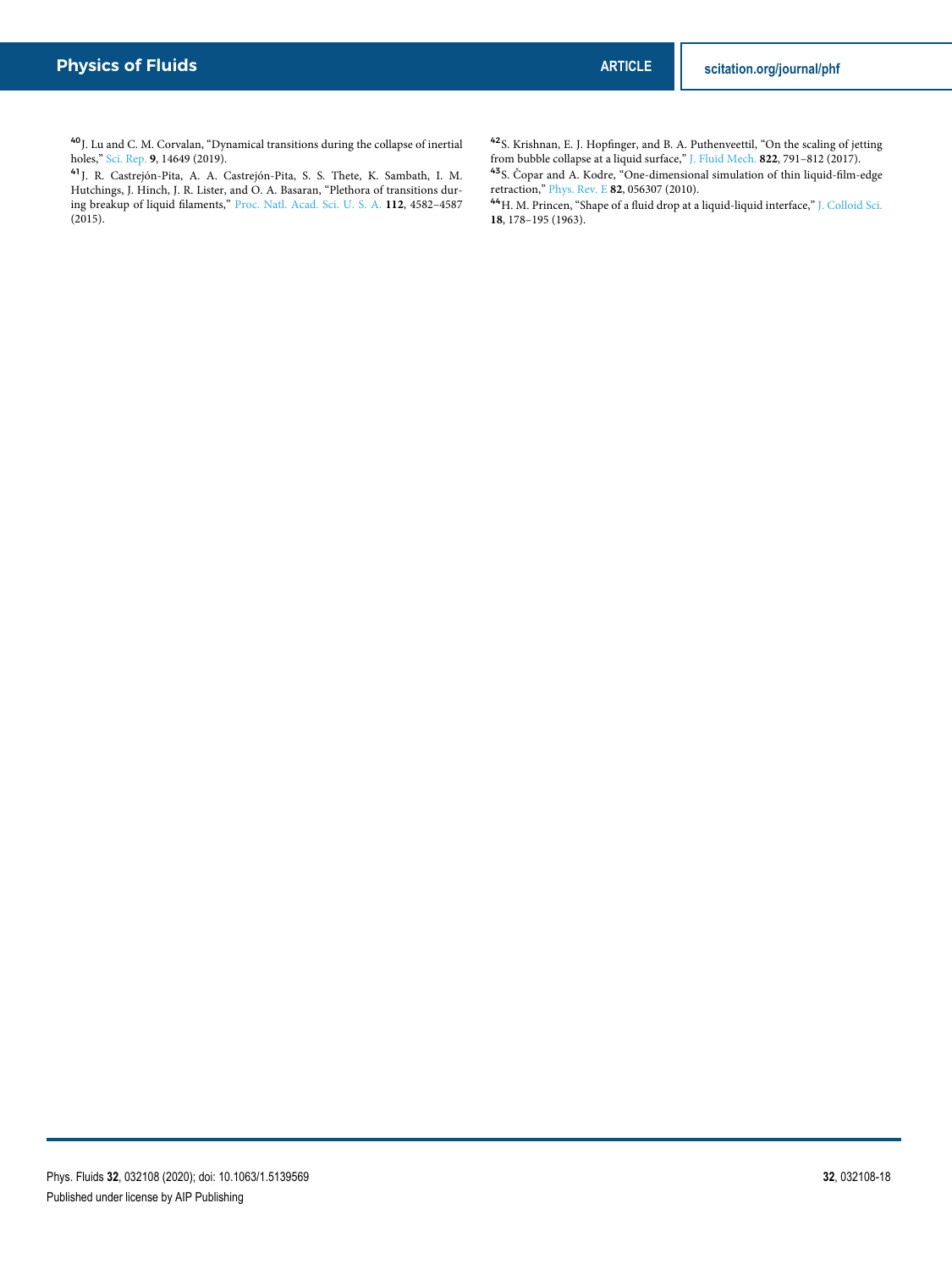[40] J. Lu and C. M. Corvalan, "Dynamical transitions during the collapse of inertial holes," Sci. Rep. **9**, 14649 (2019).

[41] J. R. Castrejón-Pita, A. A. Castrejón-Pita, S. S. Thete, K. Sambath, I. M. Hutchings, J. Hinch, J. R. Lister, and O. A. Basaran, "Plethora of transitions during breakup of liquid filaments," Proc. Natl. Acad. Sci. U. S. A. **112**, 4582–4587 (2015).

[42] S. Krishnan, E. J. Hopfinger, and B. A. Puthenveettil, "On the scaling of jetting from bubble collapse at a liquid surface," J. Fluid Mech. **822**, 791–812 (2017).

[43] S. Čopar and A. Kodre, "One-dimensional simulation of thin liquid-film-edge retraction," Phys. Rev. E **82**, 056307 (2010).

[44] H. M. Princen, "Shape of a fluid drop at a liquid-liquid interface," J. Colloid Sci. **18**, 178–195 (1963).